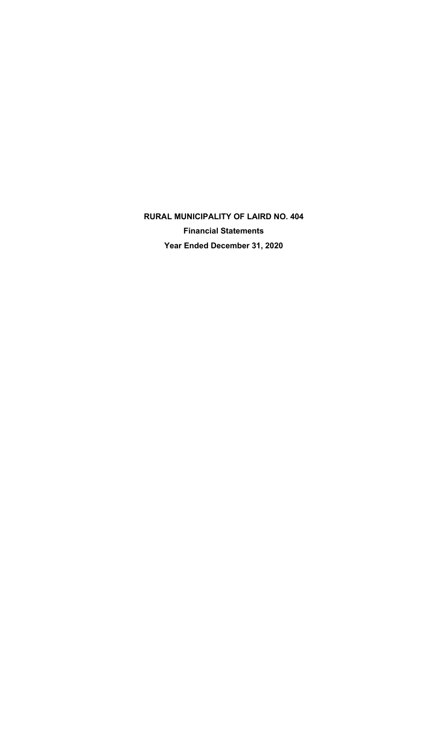# RURAL MUNICIPALITY OF LAIRD NO. 404

## Financial Statements

## Year Ended December 31, 2020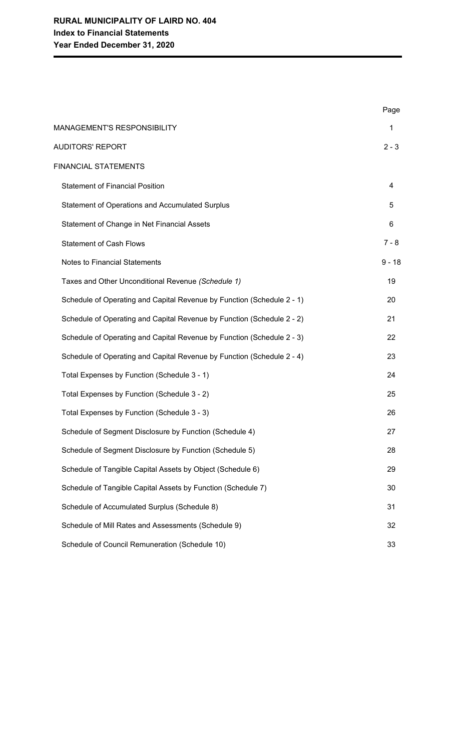**RURAL MUNICIPALITY OF LAIRD NO. 404**
**Index to Financial Statements**
**Year Ended December 31, 2020**

| | Page |
|---|---|
| MANAGEMENT'S RESPONSIBILITY | 1 |
| AUDITORS' REPORT | 2 - 3 |
| FINANCIAL STATEMENTS | |
| Statement of Financial Position | 4 |
| Statement of Operations and Accumulated Surplus | 5 |
| Statement of Change in Net Financial Assets | 6 |
| Statement of Cash Flows | 7 - 8 |
| Notes to Financial Statements | 9 - 18 |
| Taxes and Other Unconditional Revenue *(Schedule 1)* | 19 |
| Schedule of Operating and Capital Revenue by Function (Schedule 2 - 1) | 20 |
| Schedule of Operating and Capital Revenue by Function (Schedule 2 - 2) | 21 |
| Schedule of Operating and Capital Revenue by Function (Schedule 2 - 3) | 22 |
| Schedule of Operating and Capital Revenue by Function (Schedule 2 - 4) | 23 |
| Total Expenses by Function (Schedule 3 - 1) | 24 |
| Total Expenses by Function (Schedule 3 - 2) | 25 |
| Total Expenses by Function (Schedule 3 - 3) | 26 |
| Schedule of Segment Disclosure by Function (Schedule 4) | 27 |
| Schedule of Segment Disclosure by Function (Schedule 5) | 28 |
| Schedule of Tangible Capital Assets by Object (Schedule 6) | 29 |
| Schedule of Tangible Capital Assets by Function (Schedule 7) | 30 |
| Schedule of Accumulated Surplus (Schedule 8) | 31 |
| Schedule of Mill Rates and Assessments (Schedule 9) | 32 |
| Schedule of Council Remuneration (Schedule 10) | 33 |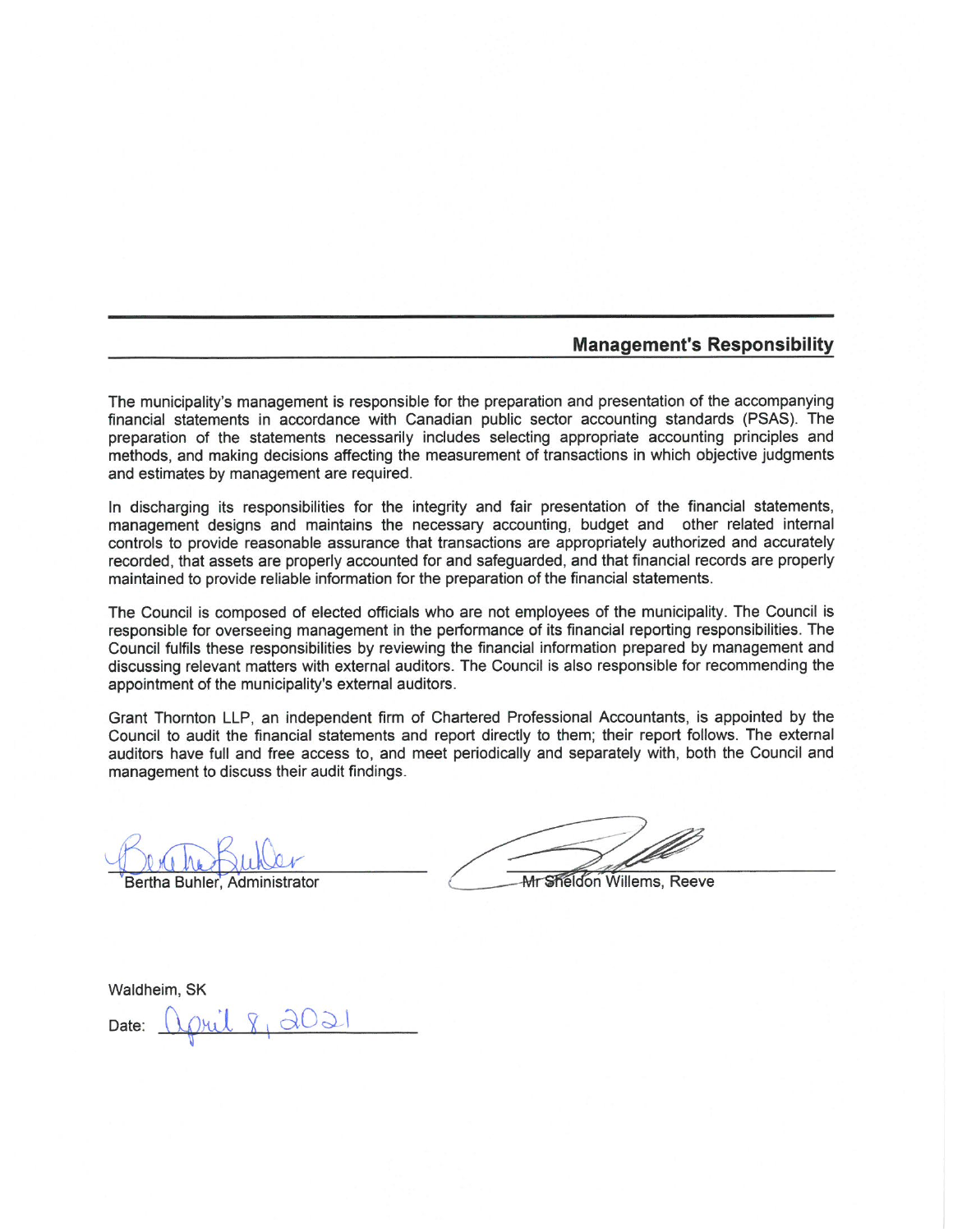## Management's Responsibility

The municipality's management is responsible for the preparation and presentation of the accompanying financial statements in accordance with Canadian public sector accounting standards (PSAS). The preparation of the statements necessarily includes selecting appropriate accounting principles and methods, and making decisions affecting the measurement of transactions in which objective judgments and estimates by management are required.

In discharging its responsibilities for the integrity and fair presentation of the financial statements, management designs and maintains the necessary accounting, budget and other related internal controls to provide reasonable assurance that transactions are appropriately authorized and accurately recorded, that assets are properly accounted for and safeguarded, and that financial records are properly maintained to provide reliable information for the preparation of the financial statements.

The Council is composed of elected officials who are not employees of the municipality. The Council is responsible for overseeing management in the performance of its financial reporting responsibilities. The Council fulfils these responsibilities by reviewing the financial information prepared by management and discussing relevant matters with external auditors. The Council is also responsible for recommending the appointment of the municipality's external auditors.

Grant Thornton LLP, an independent firm of Chartered Professional Accountants, is appointed by the Council to audit the financial statements and report directly to them; their report follows. The external auditors have full and free access to, and meet periodically and separately with, both the Council and management to discuss their audit findings.

Bertha Buhler, Administrator

Mr Sheldon Willems, Reeve

Waldheim, SK

Date: April 8, 2021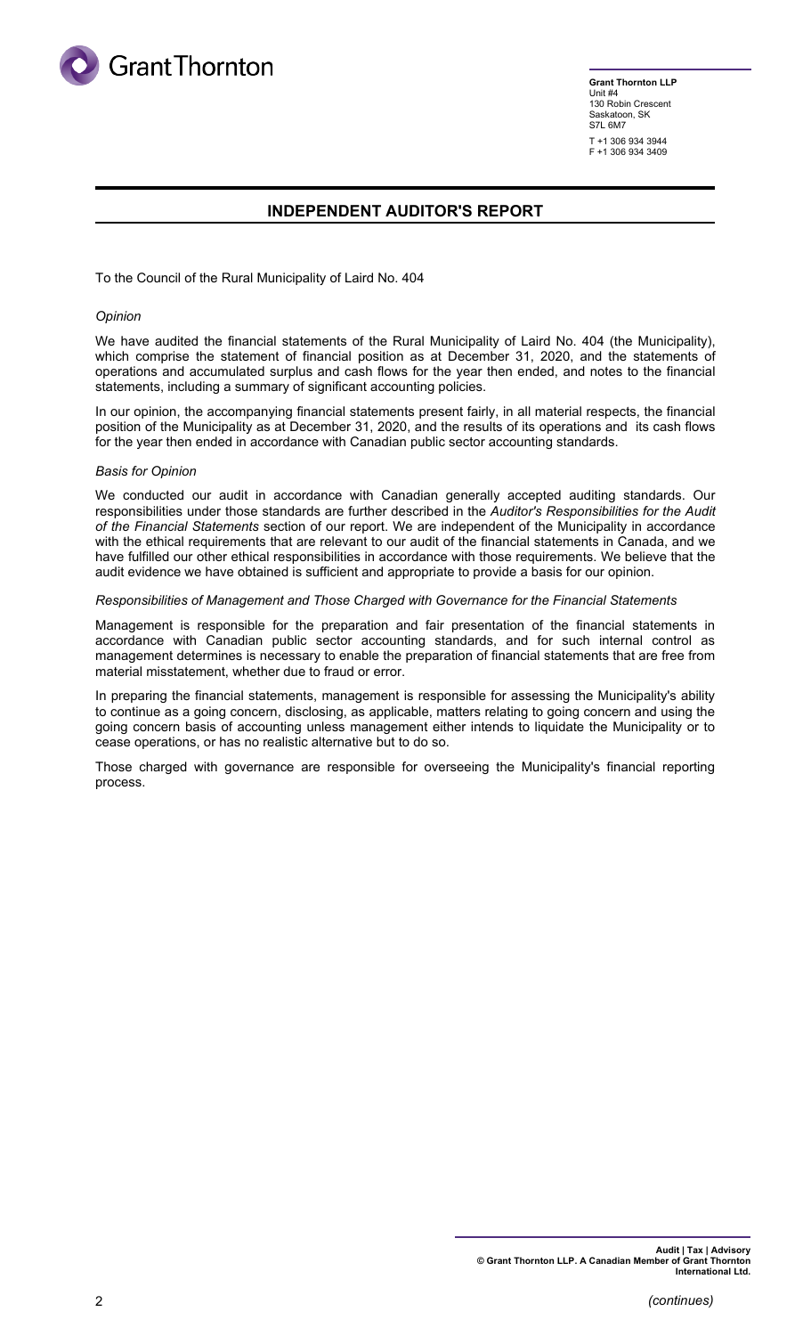**Grant Thornton LLP**
Unit #4
130 Robin Crescent
Saskatoon, SK
S7L 6M7

T +1 306 934 3944
F +1 306 934 3409

## INDEPENDENT AUDITOR'S REPORT

To the Council of the Rural Municipality of Laird No. 404

*Opinion*

We have audited the financial statements of the Rural Municipality of Laird No. 404 (the Municipality), which comprise the statement of financial position as at December 31, 2020, and the statements of operations and accumulated surplus and cash flows for the year then ended, and notes to the financial statements, including a summary of significant accounting policies.

In our opinion, the accompanying financial statements present fairly, in all material respects, the financial position of the Municipality as at December 31, 2020, and the results of its operations and its cash flows for the year then ended in accordance with Canadian public sector accounting standards.

*Basis for Opinion*

We conducted our audit in accordance with Canadian generally accepted auditing standards. Our responsibilities under those standards are further described in the *Auditor's Responsibilities for the Audit of the Financial Statements* section of our report. We are independent of the Municipality in accordance with the ethical requirements that are relevant to our audit of the financial statements in Canada, and we have fulfilled our other ethical responsibilities in accordance with those requirements. We believe that the audit evidence we have obtained is sufficient and appropriate to provide a basis for our opinion.

*Responsibilities of Management and Those Charged with Governance for the Financial Statements*

Management is responsible for the preparation and fair presentation of the financial statements in accordance with Canadian public sector accounting standards, and for such internal control as management determines is necessary to enable the preparation of financial statements that are free from material misstatement, whether due to fraud or error.

In preparing the financial statements, management is responsible for assessing the Municipality's ability to continue as a going concern, disclosing, as applicable, matters relating to going concern and using the going concern basis of accounting unless management either intends to liquidate the Municipality or to cease operations, or has no realistic alternative but to do so.

Those charged with governance are responsible for overseeing the Municipality's financial reporting process.

**Audit | Tax | Advisory**
**© Grant Thornton LLP. A Canadian Member of Grant Thornton International Ltd.**

*(continues)*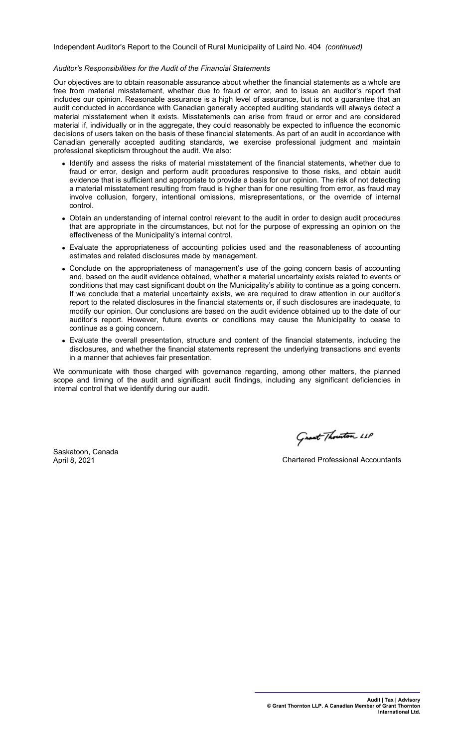Independent Auditor's Report to the Council of Rural Municipality of Laird No. 404 *(continued)*

*Auditor's Responsibilities for the Audit of the Financial Statements*

Our objectives are to obtain reasonable assurance about whether the financial statements as a whole are free from material misstatement, whether due to fraud or error, and to issue an auditor's report that includes our opinion. Reasonable assurance is a high level of assurance, but is not a guarantee that an audit conducted in accordance with Canadian generally accepted auditing standards will always detect a material misstatement when it exists. Misstatements can arise from fraud or error and are considered material if, individually or in the aggregate, they could reasonably be expected to influence the economic decisions of users taken on the basis of these financial statements. As part of an audit in accordance with Canadian generally accepted auditing standards, we exercise professional judgment and maintain professional skepticism throughout the audit. We also:

- Identify and assess the risks of material misstatement of the financial statements, whether due to fraud or error, design and perform audit procedures responsive to those risks, and obtain audit evidence that is sufficient and appropriate to provide a basis for our opinion. The risk of not detecting a material misstatement resulting from fraud is higher than for one resulting from error, as fraud may involve collusion, forgery, intentional omissions, misrepresentations, or the override of internal control.
- Obtain an understanding of internal control relevant to the audit in order to design audit procedures that are appropriate in the circumstances, but not for the purpose of expressing an opinion on the effectiveness of the Municipality's internal control.
- Evaluate the appropriateness of accounting policies used and the reasonableness of accounting estimates and related disclosures made by management.
- Conclude on the appropriateness of management's use of the going concern basis of accounting and, based on the audit evidence obtained, whether a material uncertainty exists related to events or conditions that may cast significant doubt on the Municipality's ability to continue as a going concern. If we conclude that a material uncertainty exists, we are required to draw attention in our auditor's report to the related disclosures in the financial statements or, if such disclosures are inadequate, to modify our opinion. Our conclusions are based on the audit evidence obtained up to the date of our auditor's report. However, future events or conditions may cause the Municipality to cease to continue as a going concern.
- Evaluate the overall presentation, structure and content of the financial statements, including the disclosures, and whether the financial statements represent the underlying transactions and events in a manner that achieves fair presentation.

We communicate with those charged with governance regarding, among other matters, the planned scope and timing of the audit and significant audit findings, including any significant deficiencies in internal control that we identify during our audit.

Grant Thornton LLP

Saskatoon, Canada
April 8, 2021

Chartered Professional Accountants

**Audit | Tax | Advisory**
**© Grant Thornton LLP. A Canadian Member of Grant Thornton International Ltd.**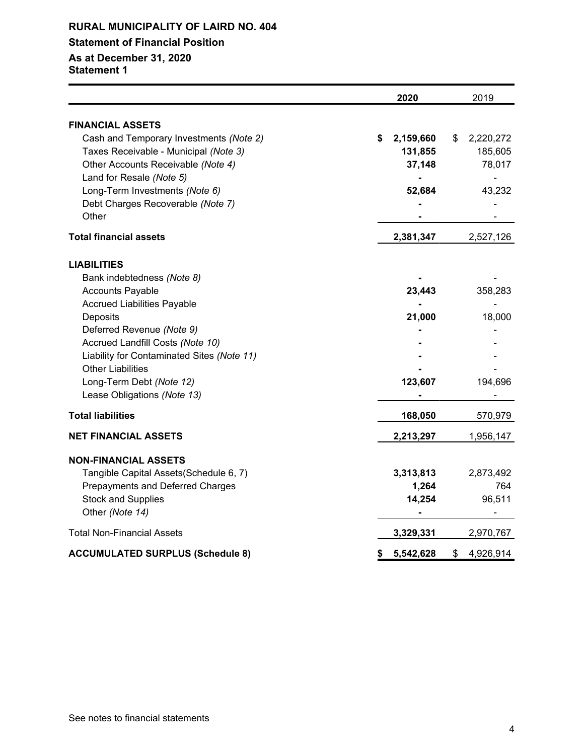# RURAL MUNICIPALITY OF LAIRD NO. 404

## Statement of Financial Position

### As at December 31, 2020
### Statement 1

| | 2020 | 2019 |
|---|---|---|
| **FINANCIAL ASSETS** | | |
| Cash and Temporary Investments *(Note 2)* | **$ 2,159,660** | $ 2,220,272 |
| Taxes Receivable - Municipal *(Note 3)* | **131,855** | 185,605 |
| Other Accounts Receivable *(Note 4)* | **37,148** | 78,017 |
| Land for Resale *(Note 5)* | **-** | - |
| Long-Term Investments *(Note 6)* | **52,684** | 43,232 |
| Debt Charges Recoverable *(Note 7)* | **-** | - |
| Other | **-** | - |
| **Total financial assets** | **2,381,347** | 2,527,126 |
| **LIABILITIES** | | |
| Bank indebtedness *(Note 8)* | **-** | - |
| Accounts Payable | **23,443** | 358,283 |
| Accrued Liabilities Payable | **-** | - |
| Deposits | **21,000** | 18,000 |
| Deferred Revenue *(Note 9)* | **-** | - |
| Accrued Landfill Costs *(Note 10)* | **-** | - |
| Liability for Contaminated Sites *(Note 11)* | **-** | - |
| Other Liabilities | **-** | - |
| Long-Term Debt *(Note 12)* | **123,607** | 194,696 |
| Lease Obligations *(Note 13)* | **-** | - |
| **Total liabilities** | **168,050** | 570,979 |
| **NET FINANCIAL ASSETS** | **2,213,297** | 1,956,147 |
| **NON-FINANCIAL ASSETS** | | |
| Tangible Capital Assets(Schedule 6, 7) | **3,313,813** | 2,873,492 |
| Prepayments and Deferred Charges | **1,264** | 764 |
| Stock and Supplies | **14,254** | 96,511 |
| Other *(Note 14)* | **-** | - |
| Total Non-Financial Assets | **3,329,331** | 2,970,767 |
| **ACCUMULATED SURPLUS (Schedule 8)** | **$ 5,542,628** | $ 4,926,914 |

See notes to financial statements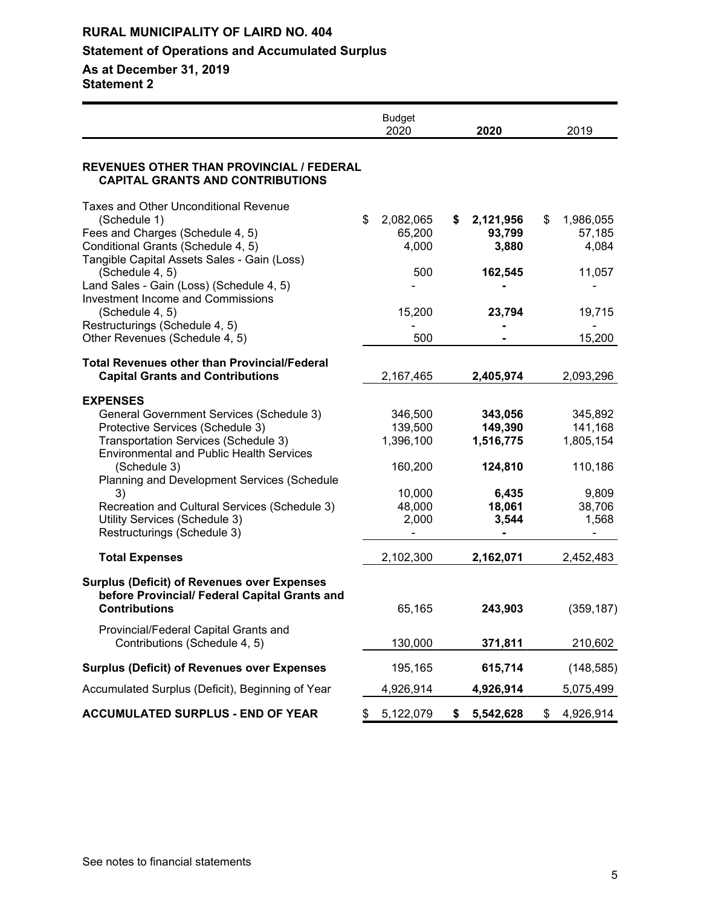# RURAL MUNICIPALITY OF LAIRD NO. 404

## Statement of Operations and Accumulated Surplus

## As at December 31, 2019
## Statement 2

| | Budget 2020 | **2020** | 2019 |
|---|---|---|---|
| **REVENUES OTHER THAN PROVINCIAL / FEDERAL CAPITAL GRANTS AND CONTRIBUTIONS** | | | |
| Taxes and Other Unconditional Revenue (Schedule 1) | $ 2,082,065 | **$ 2,121,956** | $ 1,986,055 |
| Fees and Charges (Schedule 4, 5) | 65,200 | **93,799** | 57,185 |
| Conditional Grants (Schedule 4, 5) | 4,000 | **3,880** | 4,084 |
| Tangible Capital Assets Sales - Gain (Loss) (Schedule 4, 5) | 500 | **162,545** | 11,057 |
| Land Sales - Gain (Loss) (Schedule 4, 5) | - | **-** | - |
| Investment Income and Commissions (Schedule 4, 5) | 15,200 | **23,794** | 19,715 |
| Restructurings (Schedule 4, 5) | - | **-** | - |
| Other Revenues (Schedule 4, 5) | 500 | **-** | 15,200 |
| **Total Revenues other than Provincial/Federal Capital Grants and Contributions** | 2,167,465 | **2,405,974** | 2,093,296 |
| **EXPENSES** | | | |
| General Government Services (Schedule 3) | 346,500 | **343,056** | 345,892 |
| Protective Services (Schedule 3) | 139,500 | **149,390** | 141,168 |
| Transportation Services (Schedule 3) | 1,396,100 | **1,516,775** | 1,805,154 |
| Environmental and Public Health Services (Schedule 3) | 160,200 | **124,810** | 110,186 |
| Planning and Development Services (Schedule 3) | 10,000 | **6,435** | 9,809 |
| Recreation and Cultural Services (Schedule 3) | 48,000 | **18,061** | 38,706 |
| Utility Services (Schedule 3) | 2,000 | **3,544** | 1,568 |
| Restructurings (Schedule 3) | - | **-** | - |
| **Total Expenses** | 2,102,300 | **2,162,071** | 2,452,483 |
| **Surplus (Deficit) of Revenues over Expenses before Provincial/ Federal Capital Grants and Contributions** | 65,165 | **243,903** | (359,187) |
| Provincial/Federal Capital Grants and Contributions (Schedule 4, 5) | 130,000 | **371,811** | 210,602 |
| **Surplus (Deficit) of Revenues over Expenses** | 195,165 | **615,714** | (148,585) |
| Accumulated Surplus (Deficit), Beginning of Year | 4,926,914 | **4,926,914** | 5,075,499 |
| **ACCUMULATED SURPLUS - END OF YEAR** | $ 5,122,079 | **$ 5,542,628** | $ 4,926,914 |

See notes to financial statements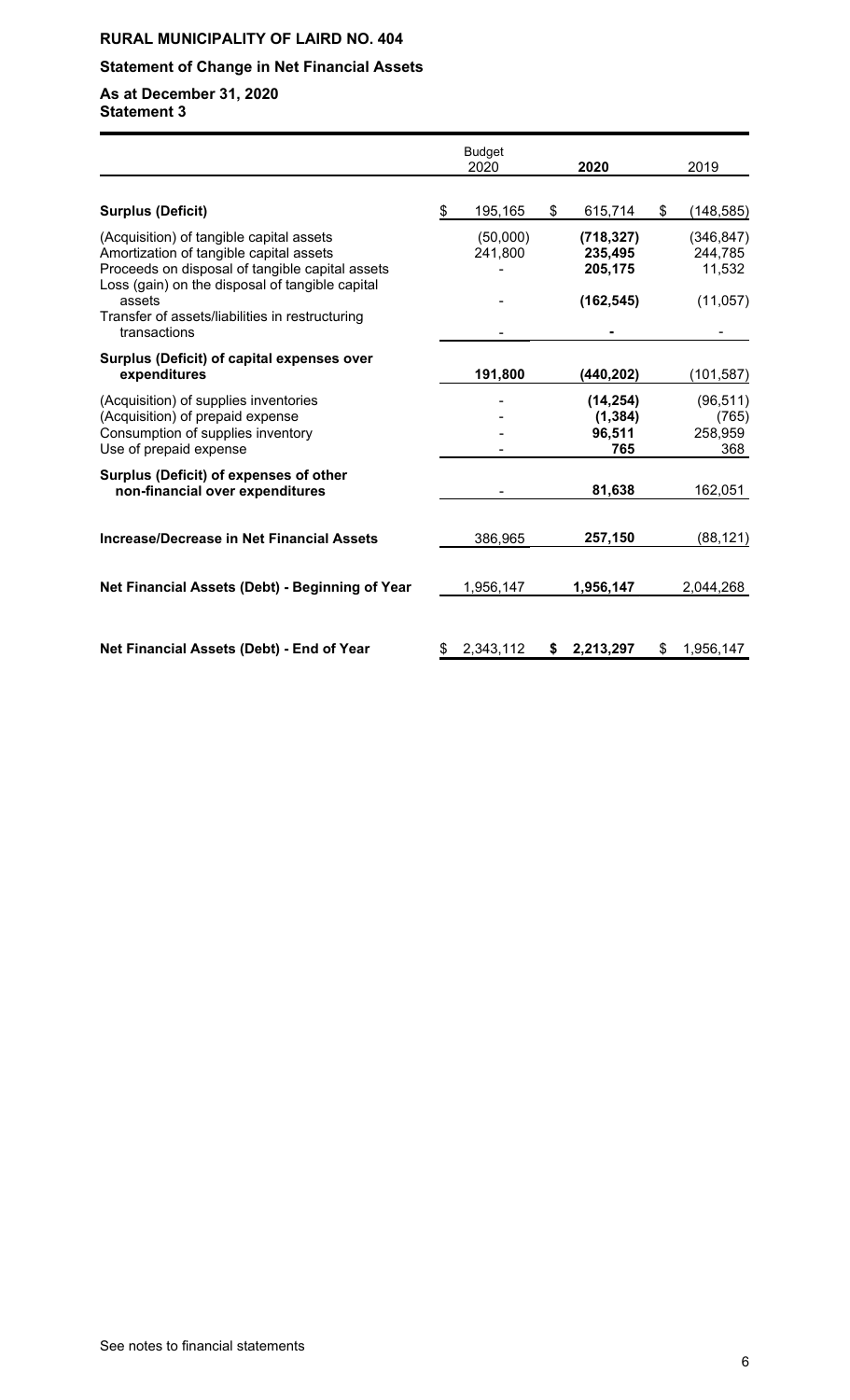**RURAL MUNICIPALITY OF LAIRD NO. 404**

**Statement of Change in Net Financial Assets**

**As at December 31, 2020**
**Statement 3**

| | Budget 2020 | 2020 | 2019 |
|---|---|---|---|
| **Surplus (Deficit)** | $ 195,165 | $ 615,714 | $ (148,585) |
| (Acquisition) of tangible capital assets | (50,000) | **(718,327)** | (346,847) |
| Amortization of tangible capital assets | 241,800 | **235,495** | 244,785 |
| Proceeds on disposal of tangible capital assets | - | **205,175** | 11,532 |
| Loss (gain) on the disposal of tangible capital assets | - | **(162,545)** | (11,057) |
| Transfer of assets/liabilities in restructuring transactions | - | **-** | - |
| **Surplus (Deficit) of capital expenses over expenditures** | **191,800** | **(440,202)** | (101,587) |
| (Acquisition) of supplies inventories | - | **(14,254)** | (96,511) |
| (Acquisition) of prepaid expense | - | **(1,384)** | (765) |
| Consumption of supplies inventory | - | **96,511** | 258,959 |
| Use of prepaid expense | - | **765** | 368 |
| **Surplus (Deficit) of expenses of other non-financial over expenditures** | - | **81,638** | 162,051 |
| **Increase/Decrease in Net Financial Assets** | 386,965 | **257,150** | (88,121) |
| **Net Financial Assets (Debt) - Beginning of Year** | 1,956,147 | **1,956,147** | 2,044,268 |
| **Net Financial Assets (Debt) - End of Year** | $ 2,343,112 | **$ 2,213,297** | $ 1,956,147 |

See notes to financial statements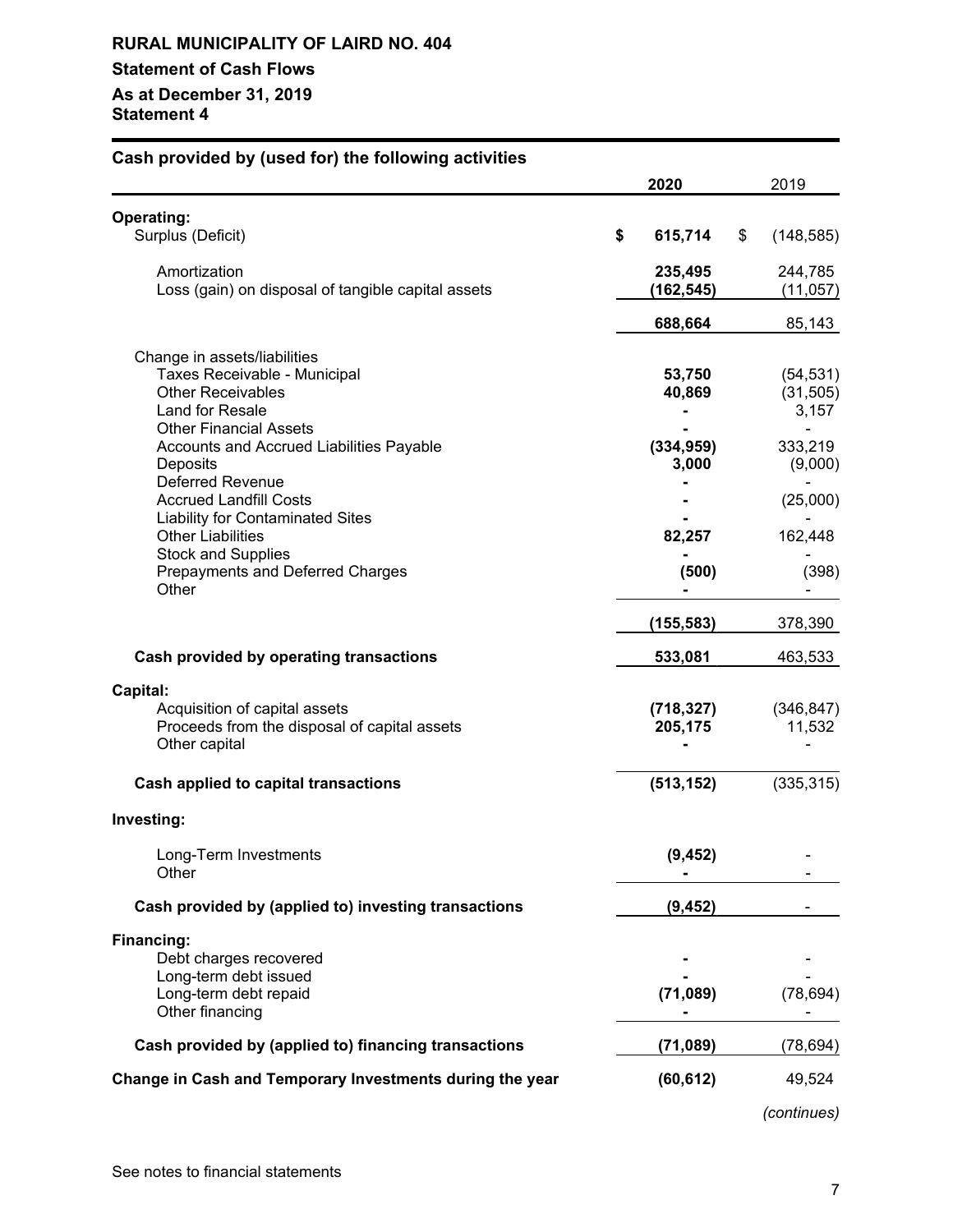# RURAL MUNICIPALITY OF LAIRD NO. 404

## Statement of Cash Flows

### As at December 31, 2019
### Statement 4

**Cash provided by (used for) the following activities**

| | 2020 | 2019 |
|---|---|---|
| **Operating:** | | |
| Surplus (Deficit) | $ 615,714 | $ (148,585) |
| Amortization | 235,495 | 244,785 |
| Loss (gain) on disposal of tangible capital assets | (162,545) | (11,057) |
| | 688,664 | 85,143 |
| Change in assets/liabilities | | |
| Taxes Receivable - Municipal | 53,750 | (54,531) |
| Other Receivables | 40,869 | (31,505) |
| Land for Resale | - | 3,157 |
| Other Financial Assets | - | - |
| Accounts and Accrued Liabilities Payable | (334,959) | 333,219 |
| Deposits | 3,000 | (9,000) |
| Deferred Revenue | - | - |
| Accrued Landfill Costs | - | (25,000) |
| Liability for Contaminated Sites | - | - |
| Other Liabilities | 82,257 | 162,448 |
| Stock and Supplies | - | - |
| Prepayments and Deferred Charges | (500) | (398) |
| Other | - | - |
| | (155,583) | 378,390 |
| **Cash provided by operating transactions** | 533,081 | 463,533 |
| **Capital:** | | |
| Acquisition of capital assets | (718,327) | (346,847) |
| Proceeds from the disposal of capital assets | 205,175 | 11,532 |
| Other capital | - | - |
| **Cash applied to capital transactions** | (513,152) | (335,315) |
| **Investing:** | | |
| Long-Term Investments | (9,452) | - |
| Other | - | - |
| **Cash provided by (applied to) investing transactions** | (9,452) | - |
| **Financing:** | | |
| Debt charges recovered | - | - |
| Long-term debt issued | - | - |
| Long-term debt repaid | (71,089) | (78,694) |
| Other financing | - | - |
| **Cash provided by (applied to) financing transactions** | (71,089) | (78,694) |
| **Change in Cash and Temporary Investments during the year** | (60,612) | 49,524 |

*(continues)*

See notes to financial statements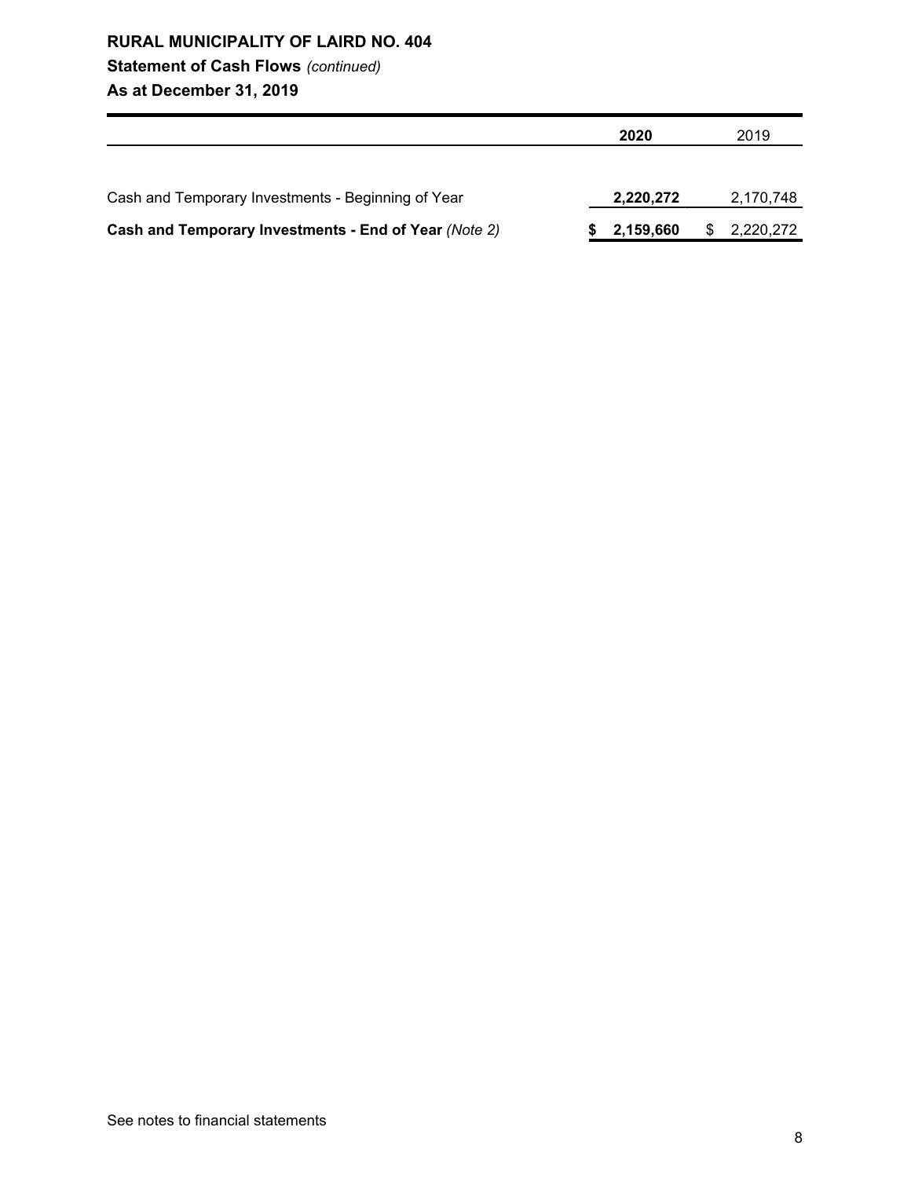**RURAL MUNICIPALITY OF LAIRD NO. 404**

**Statement of Cash Flows** *(continued)*

**As at December 31, 2019**

| | **2020** | 2019 |
|---|---|---|
| Cash and Temporary Investments - Beginning of Year | **2,220,272** | 2,170,748 |
| **Cash and Temporary Investments - End of Year** *(Note 2)* | **$ 2,159,660** | $ 2,220,272 |

See notes to financial statements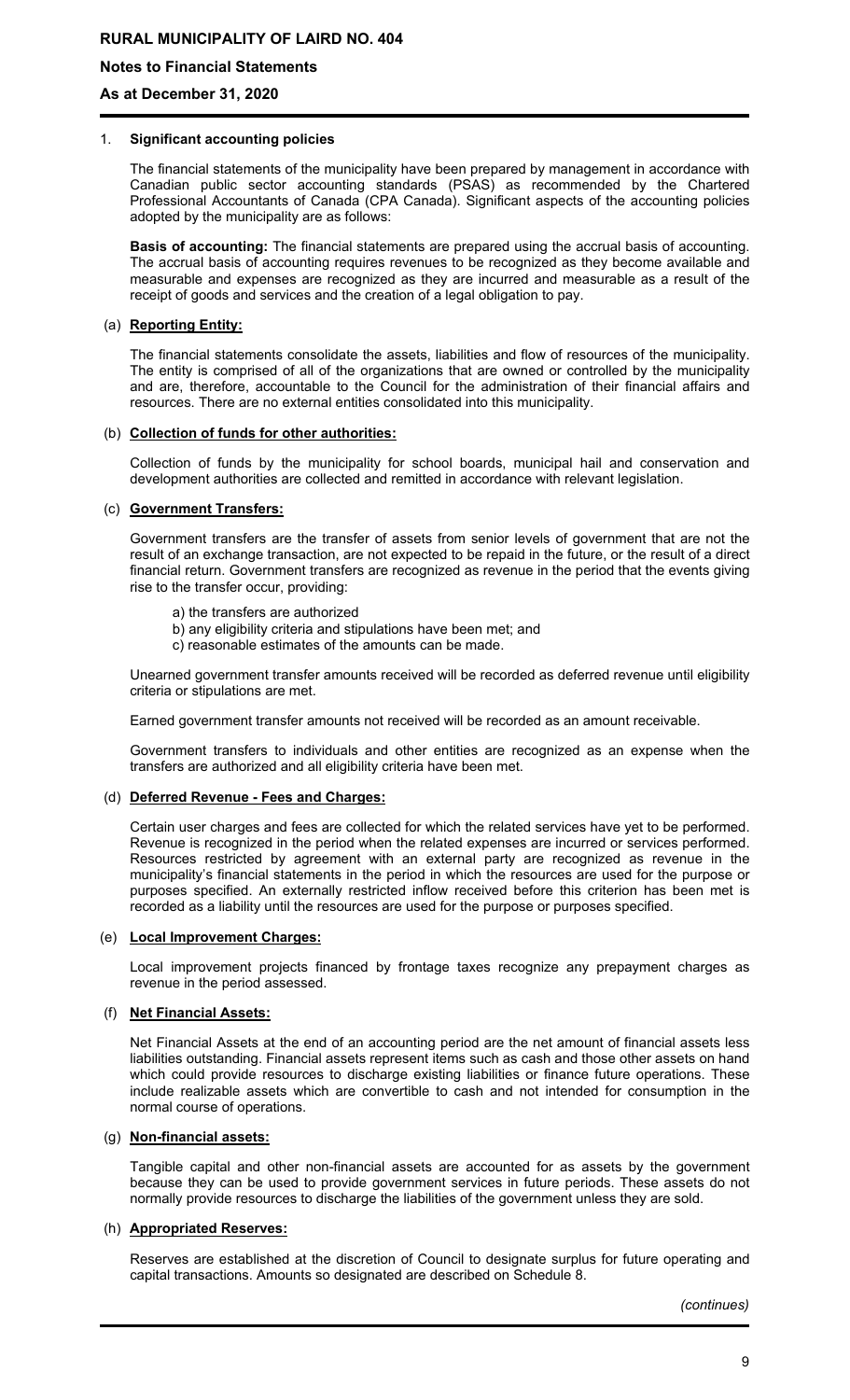**RURAL MUNICIPALITY OF LAIRD NO. 404**

**Notes to Financial Statements**

**As at December 31, 2020**

1. **Significant accounting policies**

The financial statements of the municipality have been prepared by management in accordance with Canadian public sector accounting standards (PSAS) as recommended by the Chartered Professional Accountants of Canada (CPA Canada). Significant aspects of the accounting policies adopted by the municipality are as follows:

**Basis of accounting:** The financial statements are prepared using the accrual basis of accounting. The accrual basis of accounting requires revenues to be recognized as they become available and measurable and expenses are recognized as they are incurred and measurable as a result of the receipt of goods and services and the creation of a legal obligation to pay.

(a) **Reporting Entity:**

The financial statements consolidate the assets, liabilities and flow of resources of the municipality. The entity is comprised of all of the organizations that are owned or controlled by the municipality and are, therefore, accountable to the Council for the administration of their financial affairs and resources. There are no external entities consolidated into this municipality.

(b) **Collection of funds for other authorities:**

Collection of funds by the municipality for school boards, municipal hail and conservation and development authorities are collected and remitted in accordance with relevant legislation.

(c) **Government Transfers:**

Government transfers are the transfer of assets from senior levels of government that are not the result of an exchange transaction, are not expected to be repaid in the future, or the result of a direct financial return. Government transfers are recognized as revenue in the period that the events giving rise to the transfer occur, providing:

a) the transfers are authorized
b) any eligibility criteria and stipulations have been met; and
c) reasonable estimates of the amounts can be made.

Unearned government transfer amounts received will be recorded as deferred revenue until eligibility criteria or stipulations are met.

Earned government transfer amounts not received will be recorded as an amount receivable.

Government transfers to individuals and other entities are recognized as an expense when the transfers are authorized and all eligibility criteria have been met.

(d) **Deferred Revenue - Fees and Charges:**

Certain user charges and fees are collected for which the related services have yet to be performed. Revenue is recognized in the period when the related expenses are incurred or services performed. Resources restricted by agreement with an external party are recognized as revenue in the municipality's financial statements in the period in which the resources are used for the purpose or purposes specified. An externally restricted inflow received before this criterion has been met is recorded as a liability until the resources are used for the purpose or purposes specified.

(e) **Local Improvement Charges:**

Local improvement projects financed by frontage taxes recognize any prepayment charges as revenue in the period assessed.

(f) **Net Financial Assets:**

Net Financial Assets at the end of an accounting period are the net amount of financial assets less liabilities outstanding. Financial assets represent items such as cash and those other assets on hand which could provide resources to discharge existing liabilities or finance future operations. These include realizable assets which are convertible to cash and not intended for consumption in the normal course of operations.

(g) **Non-financial assets:**

Tangible capital and other non-financial assets are accounted for as assets by the government because they can be used to provide government services in future periods. These assets do not normally provide resources to discharge the liabilities of the government unless they are sold.

(h) **Appropriated Reserves:**

Reserves are established at the discretion of Council to designate surplus for future operating and capital transactions. Amounts so designated are described on Schedule 8.

*(continues)*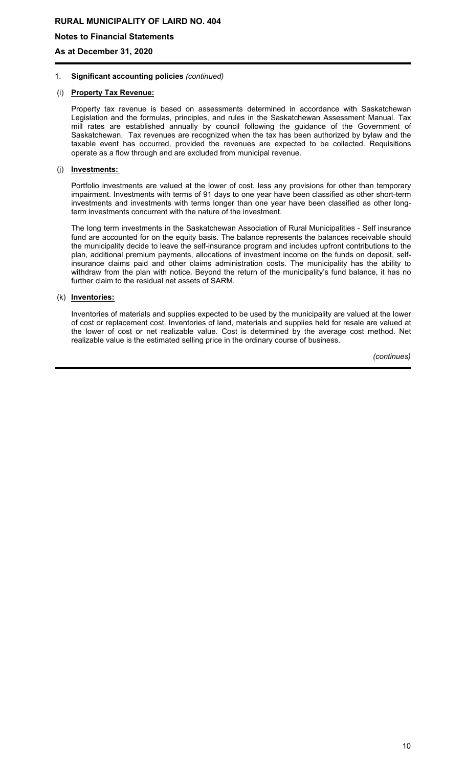**RURAL MUNICIPALITY OF LAIRD NO. 404**

**Notes to Financial Statements**

**As at December 31, 2020**

1. **Significant accounting policies** *(continued)*

(i) **Property Tax Revenue:**

Property tax revenue is based on assessments determined in accordance with Saskatchewan Legislation and the formulas, principles, and rules in the Saskatchewan Assessment Manual. Tax mill rates are established annually by council following the guidance of the Government of Saskatchewan. Tax revenues are recognized when the tax has been authorized by bylaw and the taxable event has occurred, provided the revenues are expected to be collected. Requisitions operate as a flow through and are excluded from municipal revenue.

(j) **Investments:**

Portfolio investments are valued at the lower of cost, less any provisions for other than temporary impairment. Investments with terms of 91 days to one year have been classified as other short-term investments and investments with terms longer than one year have been classified as other long-term investments concurrent with the nature of the investment.

The long term investments in the Saskatchewan Association of Rural Municipalities - Self insurance fund are accounted for on the equity basis. The balance represents the balances receivable should the municipality decide to leave the self-insurance program and includes upfront contributions to the plan, additional premium payments, allocations of investment income on the funds on deposit, self-insurance claims paid and other claims administration costs. The municipality has the ability to withdraw from the plan with notice. Beyond the return of the municipality's fund balance, it has no further claim to the residual net assets of SARM.

(k) **Inventories:**

Inventories of materials and supplies expected to be used by the municipality are valued at the lower of cost or replacement cost. Inventories of land, materials and supplies held for resale are valued at the lower of cost or net realizable value. Cost is determined by the average cost method. Net realizable value is the estimated selling price in the ordinary course of business.

*(continues)*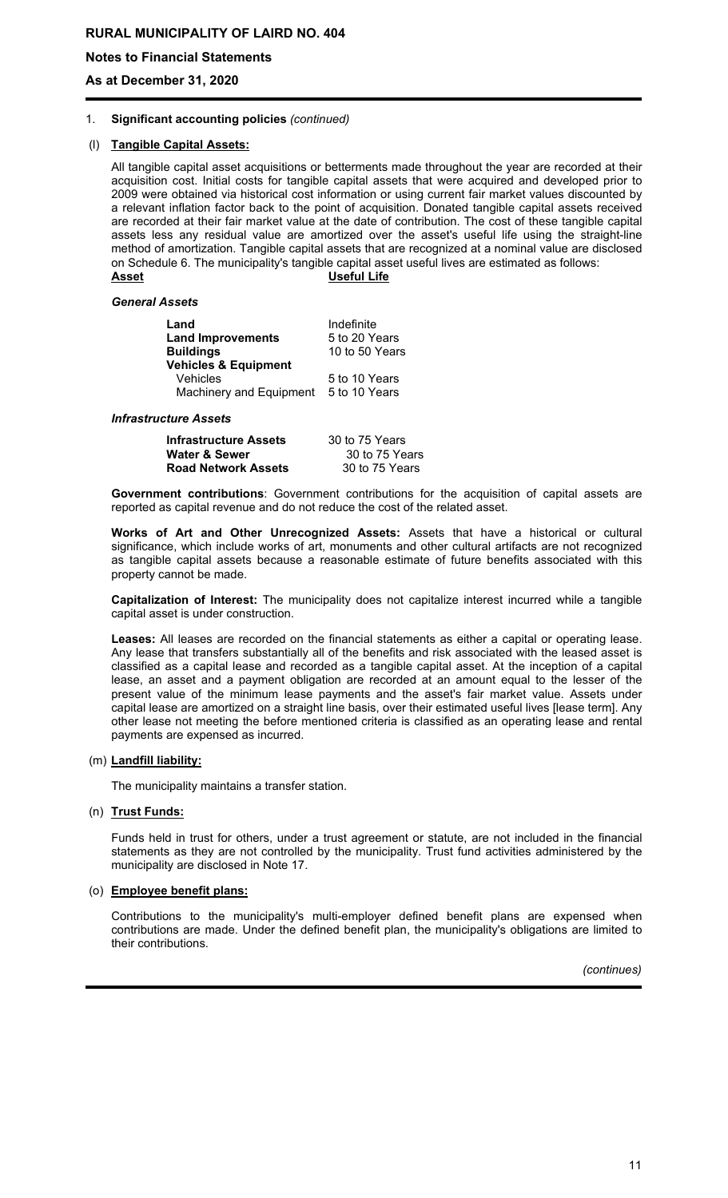1. **Significant accounting policies** *(continued)*

(l) **Tangible Capital Assets:**

All tangible capital asset acquisitions or betterments made throughout the year are recorded at their acquisition cost. Initial costs for tangible capital assets that were acquired and developed prior to 2009 were obtained via historical cost information or using current fair market values discounted by a relevant inflation factor back to the point of acquisition. Donated tangible capital assets received are recorded at their fair market value at the date of contribution. The cost of these tangible capital assets less any residual value are amortized over the asset's useful life using the straight-line method of amortization. Tangible capital assets that are recognized at a nominal value are disclosed on Schedule 6. The municipality's tangible capital asset useful lives are estimated as follows:

| **Asset** | **Useful Life** |
|---|---|
| ***General Assets*** | |
| **Land** | Indefinite |
| **Land Improvements** | 5 to 20 Years |
| **Buildings** | 10 to 50 Years |
| **Vehicles & Equipment** | |
| Vehicles | 5 to 10 Years |
| Machinery and Equipment | 5 to 10 Years |
| ***Infrastructure Assets*** | |
| **Infrastructure Assets** | 30 to 75 Years |
| **Water & Sewer** | 30 to 75 Years |
| **Road Network Assets** | 30 to 75 Years |

**Government contributions**: Government contributions for the acquisition of capital assets are reported as capital revenue and do not reduce the cost of the related asset.

**Works of Art and Other Unrecognized Assets:** Assets that have a historical or cultural significance, which include works of art, monuments and other cultural artifacts are not recognized as tangible capital assets because a reasonable estimate of future benefits associated with this property cannot be made.

**Capitalization of Interest:** The municipality does not capitalize interest incurred while a tangible capital asset is under construction.

**Leases:** All leases are recorded on the financial statements as either a capital or operating lease. Any lease that transfers substantially all of the benefits and risk associated with the leased asset is classified as a capital lease and recorded as a tangible capital asset. At the inception of a capital lease, an asset and a payment obligation are recorded at an amount equal to the lesser of the present value of the minimum lease payments and the asset's fair market value. Assets under capital lease are amortized on a straight line basis, over their estimated useful lives [lease term]. Any other lease not meeting the before mentioned criteria is classified as an operating lease and rental payments are expensed as incurred.

(m) **Landfill liability:**

The municipality maintains a transfer station.

(n) **Trust Funds:**

Funds held in trust for others, under a trust agreement or statute, are not included in the financial statements as they are not controlled by the municipality. Trust fund activities administered by the municipality are disclosed in Note 17.

(o) **Employee benefit plans:**

Contributions to the municipality's multi-employer defined benefit plans are expensed when contributions are made. Under the defined benefit plan, the municipality's obligations are limited to their contributions.

*(continues)*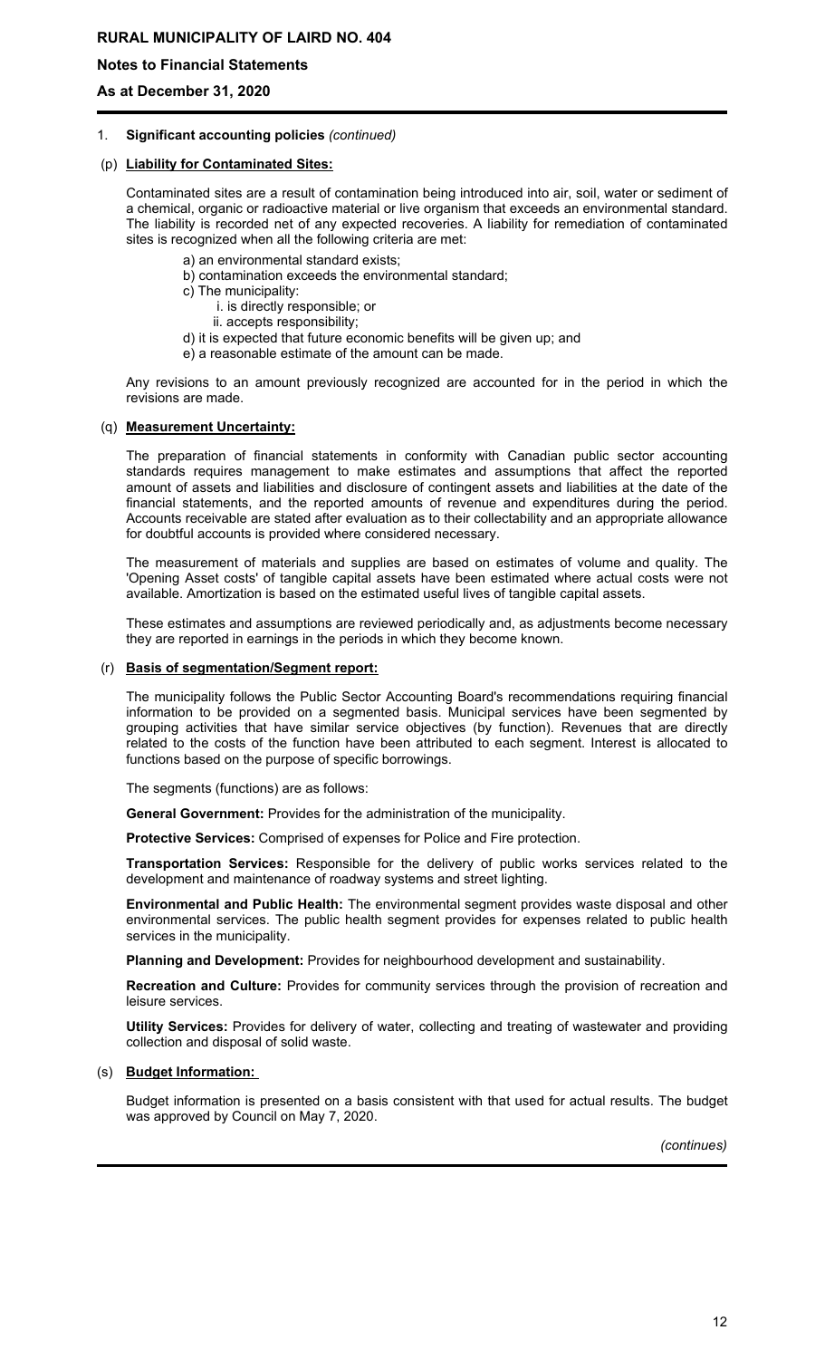1. **Significant accounting policies** *(continued)*

(p) **Liability for Contaminated Sites:**

Contaminated sites are a result of contamination being introduced into air, soil, water or sediment of a chemical, organic or radioactive material or live organism that exceeds an environmental standard. The liability is recorded net of any expected recoveries. A liability for remediation of contaminated sites is recognized when all the following criteria are met:

a) an environmental standard exists;
b) contamination exceeds the environmental standard;
c) The municipality:
  i. is directly responsible; or
  ii. accepts responsibility;
d) it is expected that future economic benefits will be given up; and
e) a reasonable estimate of the amount can be made.

Any revisions to an amount previously recognized are accounted for in the period in which the revisions are made.

(q) **Measurement Uncertainty:**

The preparation of financial statements in conformity with Canadian public sector accounting standards requires management to make estimates and assumptions that affect the reported amount of assets and liabilities and disclosure of contingent assets and liabilities at the date of the financial statements, and the reported amounts of revenue and expenditures during the period. Accounts receivable are stated after evaluation as to their collectability and an appropriate allowance for doubtful accounts is provided where considered necessary.

The measurement of materials and supplies are based on estimates of volume and quality. The 'Opening Asset costs' of tangible capital assets have been estimated where actual costs were not available. Amortization is based on the estimated useful lives of tangible capital assets.

These estimates and assumptions are reviewed periodically and, as adjustments become necessary they are reported in earnings in the periods in which they become known.

(r) **Basis of segmentation/Segment report:**

The municipality follows the Public Sector Accounting Board's recommendations requiring financial information to be provided on a segmented basis. Municipal services have been segmented by grouping activities that have similar service objectives (by function). Revenues that are directly related to the costs of the function have been attributed to each segment. Interest is allocated to functions based on the purpose of specific borrowings.

The segments (functions) are as follows:

**General Government:** Provides for the administration of the municipality.

**Protective Services:** Comprised of expenses for Police and Fire protection.

**Transportation Services:** Responsible for the delivery of public works services related to the development and maintenance of roadway systems and street lighting.

**Environmental and Public Health:** The environmental segment provides waste disposal and other environmental services. The public health segment provides for expenses related to public health services in the municipality.

**Planning and Development:** Provides for neighbourhood development and sustainability.

**Recreation and Culture:** Provides for community services through the provision of recreation and leisure services.

**Utility Services:** Provides for delivery of water, collecting and treating of wastewater and providing collection and disposal of solid waste.

(s) **Budget Information:**

Budget information is presented on a basis consistent with that used for actual results. The budget was approved by Council on May 7, 2020.

*(continues)*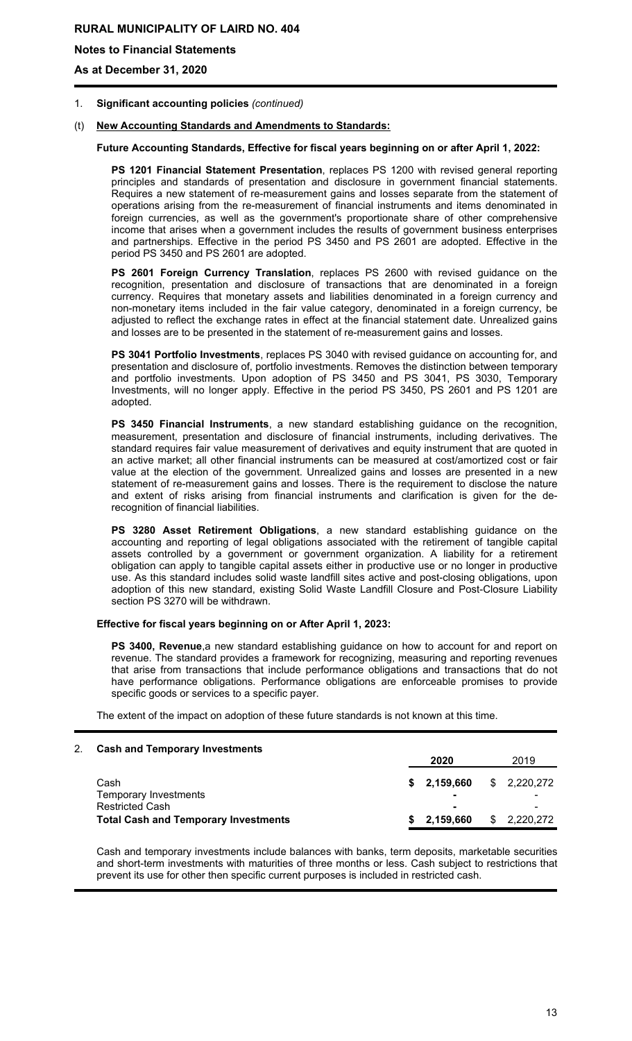## 1. Significant accounting policies *(continued)*

### (t) New Accounting Standards and Amendments to Standards:

**Future Accounting Standards, Effective for fiscal years beginning on or after April 1, 2022:**

**PS 1201 Financial Statement Presentation**, replaces PS 1200 with revised general reporting principles and standards of presentation and disclosure in government financial statements. Requires a new statement of re-measurement gains and losses separate from the statement of operations arising from the re-measurement of financial instruments and items denominated in foreign currencies, as well as the government's proportionate share of other comprehensive income that arises when a government includes the results of government business enterprises and partnerships. Effective in the period PS 3450 and PS 2601 are adopted. Effective in the period PS 3450 and PS 2601 are adopted.

**PS 2601 Foreign Currency Translation**, replaces PS 2600 with revised guidance on the recognition, presentation and disclosure of transactions that are denominated in a foreign currency. Requires that monetary assets and liabilities denominated in a foreign currency and non-monetary items included in the fair value category, denominated in a foreign currency, be adjusted to reflect the exchange rates in effect at the financial statement date. Unrealized gains and losses are to be presented in the statement of re-measurement gains and losses.

**PS 3041 Portfolio Investments**, replaces PS 3040 with revised guidance on accounting for, and presentation and disclosure of, portfolio investments. Removes the distinction between temporary and portfolio investments. Upon adoption of PS 3450 and PS 3041, PS 3030, Temporary Investments, will no longer apply. Effective in the period PS 3450, PS 2601 and PS 1201 are adopted.

**PS 3450 Financial Instruments**, a new standard establishing guidance on the recognition, measurement, presentation and disclosure of financial instruments, including derivatives. The standard requires fair value measurement of derivatives and equity instrument that are quoted in an active market; all other financial instruments can be measured at cost/amortized cost or fair value at the election of the government. Unrealized gains and losses are presented in a new statement of re-measurement gains and losses. There is the requirement to disclose the nature and extent of risks arising from financial instruments and clarification is given for the de-recognition of financial liabilities.

**PS 3280 Asset Retirement Obligations**, a new standard establishing guidance on the accounting and reporting of legal obligations associated with the retirement of tangible capital assets controlled by a government or government organization. A liability for a retirement obligation can apply to tangible capital assets either in productive use or no longer in productive use. As this standard includes solid waste landfill sites active and post-closing obligations, upon adoption of this new standard, existing Solid Waste Landfill Closure and Post-Closure Liability section PS 3270 will be withdrawn.

**Effective for fiscal years beginning on or After April 1, 2023:**

**PS 3400, Revenue**,a new standard establishing guidance on how to account for and report on revenue. The standard provides a framework for recognizing, measuring and reporting revenues that arise from transactions that include performance obligations and transactions that do not have performance obligations. Performance obligations are enforceable promises to provide specific goods or services to a specific payer.

The extent of the impact on adoption of these future standards is not known at this time.

## 2. Cash and Temporary Investments

| | 2020 | 2019 |
|---|---|---|
| Cash | **$ 2,159,660** | $ 2,220,272 |
| Temporary Investments | **-** | - |
| Restricted Cash | **-** | - |
| **Total Cash and Temporary Investments** | **$ 2,159,660** | $ 2,220,272 |

Cash and temporary investments include balances with banks, term deposits, marketable securities and short-term investments with maturities of three months or less. Cash subject to restrictions that prevent its use for other then specific current purposes is included in restricted cash.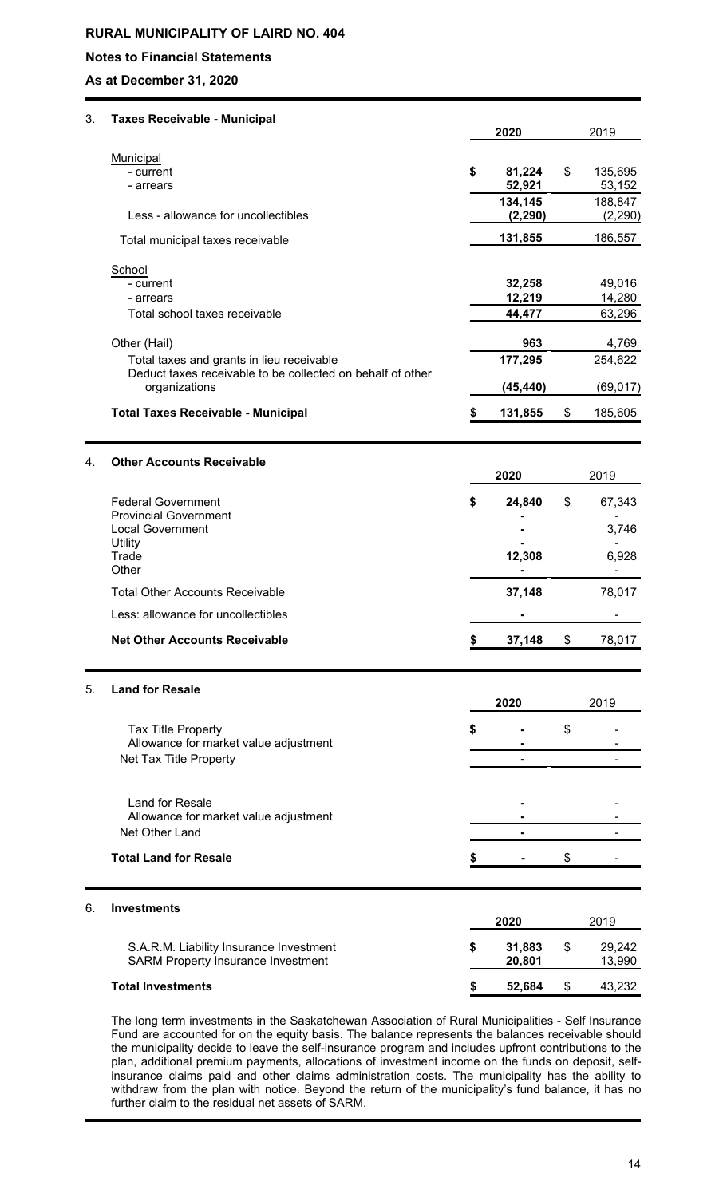# RURAL MUNICIPALITY OF LAIRD NO. 404

## Notes to Financial Statements

## As at December 31, 2020

### 3. Taxes Receivable - Municipal

| | 2020 | 2019 |
|---|---|---|
| Municipal | | |
| - current | $ **81,224** | $ 135,695 |
| - arrears | **52,921** | 53,152 |
| | **134,145** | 188,847 |
| Less - allowance for uncollectibles | **(2,290)** | (2,290) |
| Total municipal taxes receivable | **131,855** | 186,557 |
| School | | |
| - current | **32,258** | 49,016 |
| - arrears | **12,219** | 14,280 |
| Total school taxes receivable | **44,477** | 63,296 |
| Other (Hail) | **963** | 4,769 |
| Total taxes and grants in lieu receivable | **177,295** | 254,622 |
| Deduct taxes receivable to be collected on behalf of other organizations | **(45,440)** | (69,017) |
| **Total Taxes Receivable - Municipal** | $ **131,855** | $ 185,605 |

### 4. Other Accounts Receivable

| | 2020 | 2019 |
|---|---|---|
| Federal Government | $ **24,840** | $ 67,343 |
| Provincial Government | **-** | - |
| Local Government | **-** | 3,746 |
| Utility | **-** | - |
| Trade | **12,308** | 6,928 |
| Other | **-** | - |
| Total Other Accounts Receivable | **37,148** | 78,017 |
| Less: allowance for uncollectibles | **-** | - |
| **Net Other Accounts Receivable** | $ **37,148** | $ 78,017 |

### 5. Land for Resale

| | 2020 | 2019 |
|---|---|---|
| Tax Title Property | $ **-** | $ - |
| Allowance for market value adjustment | **-** | - |
| Net Tax Title Property | **-** | - |
| Land for Resale | **-** | - |
| Allowance for market value adjustment | **-** | - |
| Net Other Land | **-** | - |
| **Total Land for Resale** | $ **-** | $ - |

### 6. Investments

| | 2020 | 2019 |
|---|---|---|
| S.A.R.M. Liability Insurance Investment | $ **31,883** | $ 29,242 |
| SARM Property Insurance Investment | **20,801** | 13,990 |
| **Total Investments** | $ **52,684** | $ 43,232 |

The long term investments in the Saskatchewan Association of Rural Municipalities - Self Insurance Fund are accounted for on the equity basis. The balance represents the balances receivable should the municipality decide to leave the self-insurance program and includes upfront contributions to the plan, additional premium payments, allocations of investment income on the funds on deposit, self-insurance claims paid and other claims administration costs. The municipality has the ability to withdraw from the plan with notice. Beyond the return of the municipality's fund balance, it has no further claim to the residual net assets of SARM.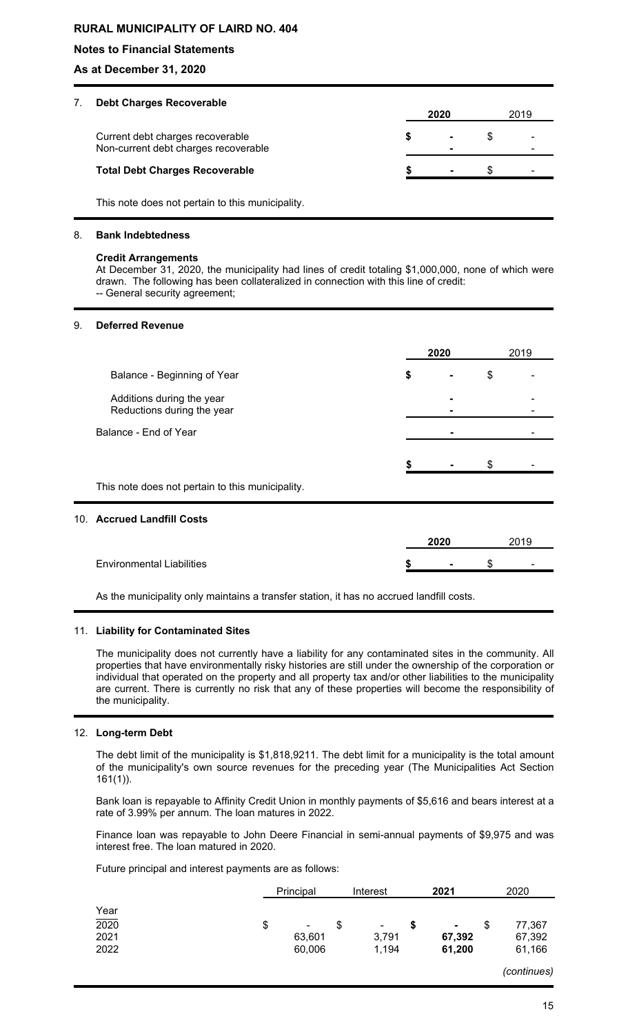**RURAL MUNICIPALITY OF LAIRD NO. 404**

**Notes to Financial Statements**

**As at December 31, 2020**

## 7. Debt Charges Recoverable

| | 2020 | 2019 |
|---|---|---|
| Current debt charges recoverable | $ - | $ - |
| Non-current debt charges recoverable | - | - |
| **Total Debt Charges Recoverable** | $ - | $ - |

This note does not pertain to this municipality.

## 8. Bank Indebtedness

**Credit Arrangements**

At December 31, 2020, the municipality had lines of credit totaling $1,000,000, none of which were drawn. The following has been collateralized in connection with this line of credit:

-- General security agreement;

## 9. Deferred Revenue

| | 2020 | 2019 |
|---|---|---|
| Balance - Beginning of Year | $ - | $ - |
| Additions during the year | - | - |
| Reductions during the year | - | - |
| Balance - End of Year | - | - |
| | $ - | $ - |

This note does not pertain to this municipality.

## 10. Accrued Landfill Costs

| | 2020 | 2019 |
|---|---|---|
| Environmental Liabilities | $ - | $ - |

As the municipality only maintains a transfer station, it has no accrued landfill costs.

## 11. Liability for Contaminated Sites

The municipality does not currently have a liability for any contaminated sites in the community. All properties that have environmentally risky histories are still under the ownership of the corporation or individual that operated on the property and all property tax and/or other liabilities to the municipality are current. There is currently no risk that any of these properties will become the responsibility of the municipality.

## 12. Long-term Debt

The debt limit of the municipality is $1,818,9211. The debt limit for a municipality is the total amount of the municipality's own source revenues for the preceding year (The Municipalities Act Section 161(1)).

Bank loan is repayable to Affinity Credit Union in monthly payments of $5,616 and bears interest at a rate of 3.99% per annum. The loan matures in 2022.

Finance loan was repayable to John Deere Financial in semi-annual payments of $9,975 and was interest free. The loan matured in 2020.

Future principal and interest payments are as follows:

| Year | Principal | Interest | 2021 | 2020 |
|---|---|---|---|---|
| 2020 | $ - | $ - | $ - | $ 77,367 |
| 2021 | 63,601 | 3,791 | 67,392 | 67,392 |
| 2022 | 60,006 | 1,194 | 61,200 | 61,166 |

*(continues)*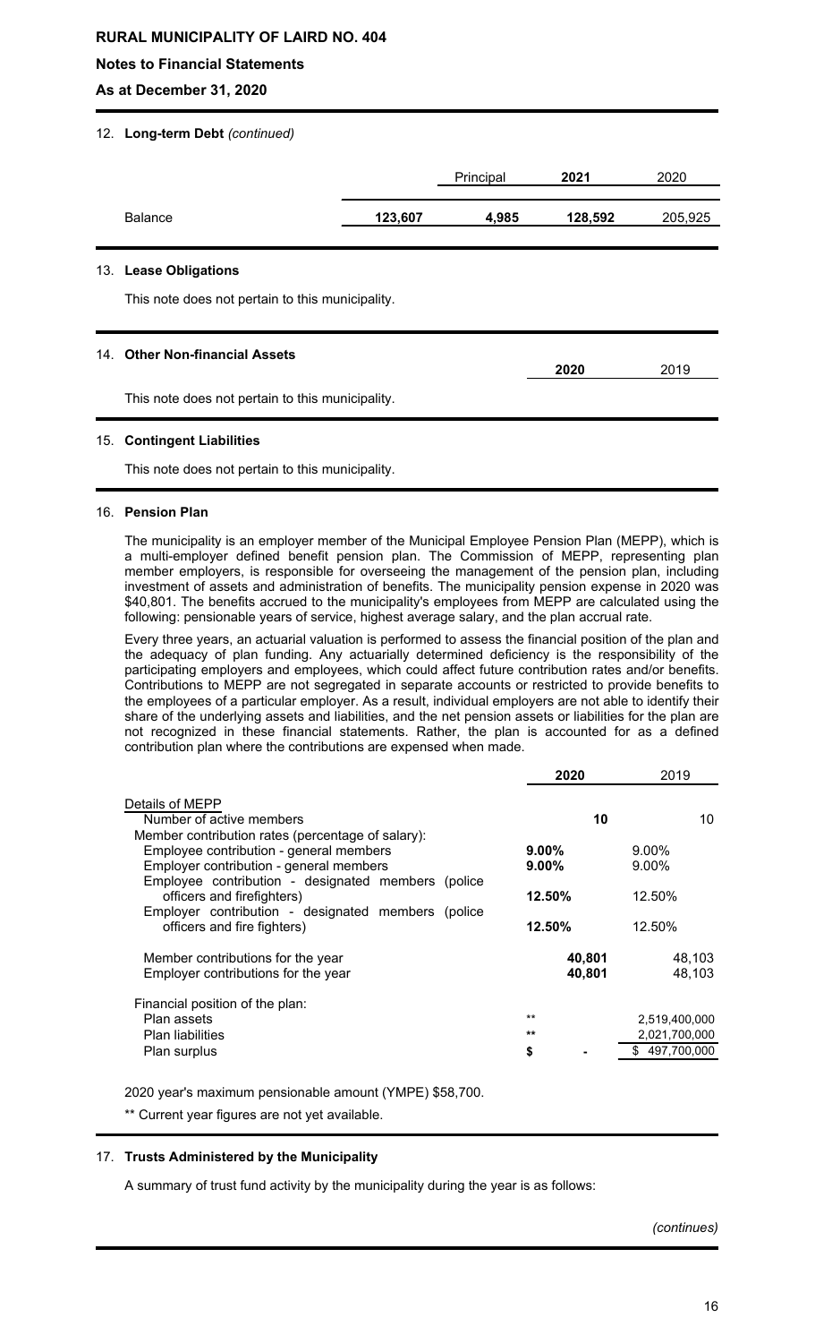## 12. Long-term Debt *(continued)*

| | | Principal | 2021 | 2020 |
|---|---|---|---|---|
| Balance | **123,607** | **4,985** | **128,592** | 205,925 |

## 13. Lease Obligations

This note does not pertain to this municipality.

## 14. Other Non-financial Assets

| | 2020 | 2019 |
|---|---|---|
| This note does not pertain to this municipality. | | |

## 15. Contingent Liabilities

This note does not pertain to this municipality.

## 16. Pension Plan

The municipality is an employer member of the Municipal Employee Pension Plan (MEPP), which is a multi-employer defined benefit pension plan. The Commission of MEPP, representing plan member employers, is responsible for overseeing the management of the pension plan, including investment of assets and administration of benefits. The municipality pension expense in 2020 was $40,801. The benefits accrued to the municipality's employees from MEPP are calculated using the following: pensionable years of service, highest average salary, and the plan accrual rate.

Every three years, an actuarial valuation is performed to assess the financial position of the plan and the adequacy of plan funding. Any actuarially determined deficiency is the responsibility of the participating employers and employees, which could affect future contribution rates and/or benefits. Contributions to MEPP are not segregated in separate accounts or restricted to provide benefits to the employees of a particular employer. As a result, individual employers are not able to identify their share of the underlying assets and liabilities, and the net pension assets or liabilities for the plan are not recognized in these financial statements. Rather, the plan is accounted for as a defined contribution plan where the contributions are expensed when made.

| | 2020 | 2019 |
|---|---|---|
| Details of MEPP | | |
| Number of active members | **10** | 10 |
| Member contribution rates (percentage of salary): | | |
| Employee contribution - general members | **9.00%** | 9.00% |
| Employer contribution - general members | **9.00%** | 9.00% |
| Employee contribution - designated members (police officers and firefighters) | **12.50%** | 12.50% |
| Employer contribution - designated members (police officers and fire fighters) | **12.50%** | 12.50% |
| Member contributions for the year | **40,801** | 48,103 |
| Employer contributions for the year | **40,801** | 48,103 |
| Financial position of the plan: | | |
| Plan assets | ** | 2,519,400,000 |
| Plan liabilities | ** | 2,021,700,000 |
| Plan surplus | $ - | $ 497,700,000 |

2020 year's maximum pensionable amount (YMPE) $58,700.

** Current year figures are not yet available.

## 17. Trusts Administered by the Municipality

A summary of trust fund activity by the municipality during the year is as follows:

*(continues)*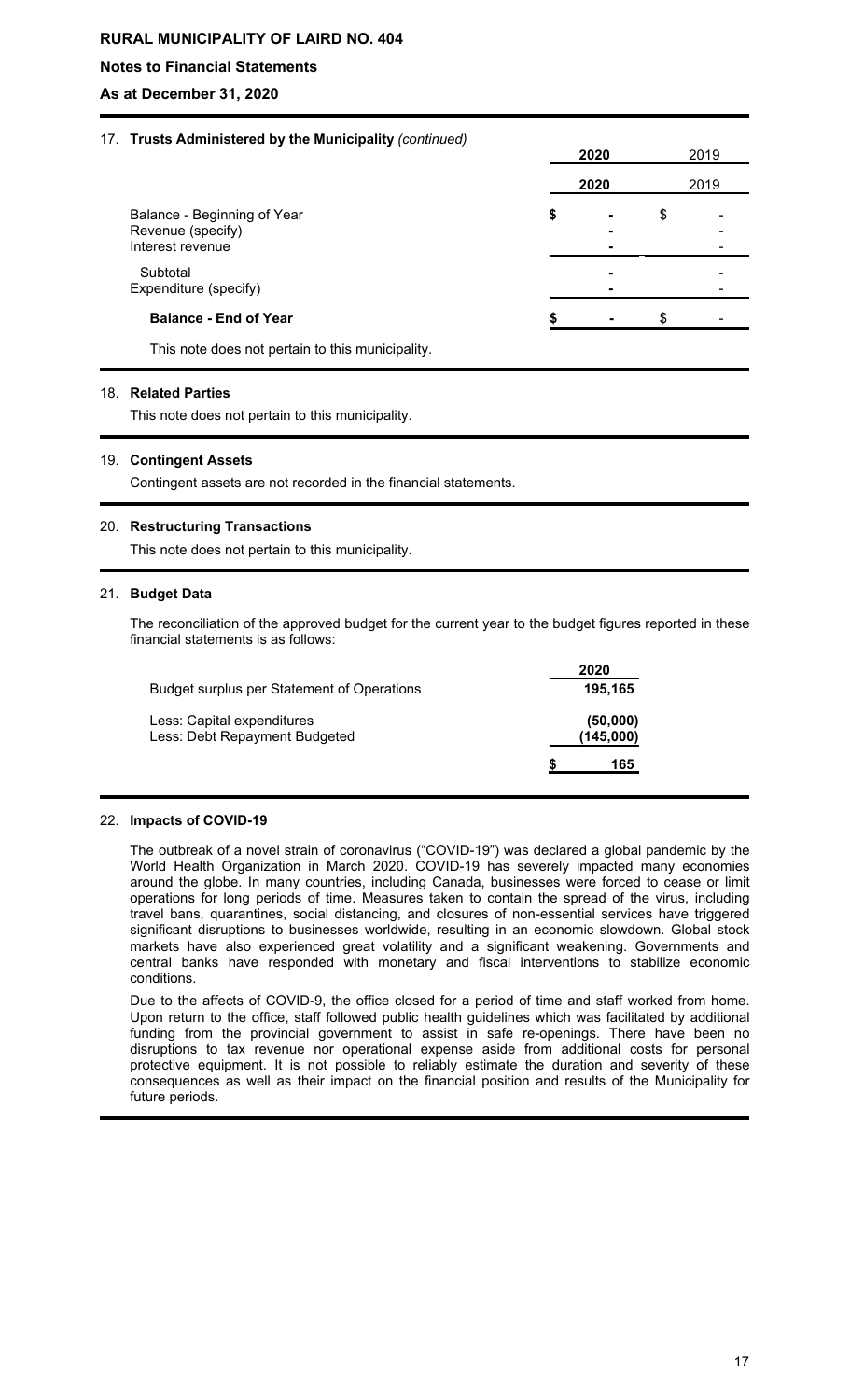**RURAL MUNICIPALITY OF LAIRD NO. 404**

**Notes to Financial Statements**

**As at December 31, 2020**

## 17. Trusts Administered by the Municipality *(continued)*

| | 2020 | 2019 |
|---|---|---|
| | 2020 | 2019 |
| Balance - Beginning of Year | $ - | $ - |
| Revenue (specify) | - | - |
| Interest revenue | - | - |
| Subtotal | - | - |
| Expenditure (specify) | - | - |
| **Balance - End of Year** | $ - | $ - |

This note does not pertain to this municipality.

## 18. Related Parties

This note does not pertain to this municipality.

## 19. Contingent Assets

Contingent assets are not recorded in the financial statements.

## 20. Restructuring Transactions

This note does not pertain to this municipality.

## 21. Budget Data

The reconciliation of the approved budget for the current year to the budget figures reported in these financial statements is as follows:

| | 2020 |
|---|---|
| Budget surplus per Statement of Operations | 195,165 |
| Less: Capital expenditures | (50,000) |
| Less: Debt Repayment Budgeted | (145,000) |
| | $ 165 |

## 22. Impacts of COVID-19

The outbreak of a novel strain of coronavirus ("COVID-19") was declared a global pandemic by the World Health Organization in March 2020. COVID-19 has severely impacted many economies around the globe. In many countries, including Canada, businesses were forced to cease or limit operations for long periods of time. Measures taken to contain the spread of the virus, including travel bans, quarantines, social distancing, and closures of non-essential services have triggered significant disruptions to businesses worldwide, resulting in an economic slowdown. Global stock markets have also experienced great volatility and a significant weakening. Governments and central banks have responded with monetary and fiscal interventions to stabilize economic conditions.

Due to the affects of COVID-9, the office closed for a period of time and staff worked from home. Upon return to the office, staff followed public health guidelines which was facilitated by additional funding from the provincial government to assist in safe re-openings. There have been no disruptions to tax revenue nor operational expense aside from additional costs for personal protective equipment. It is not possible to reliably estimate the duration and severity of these consequences as well as their impact on the financial position and results of the Municipality for future periods.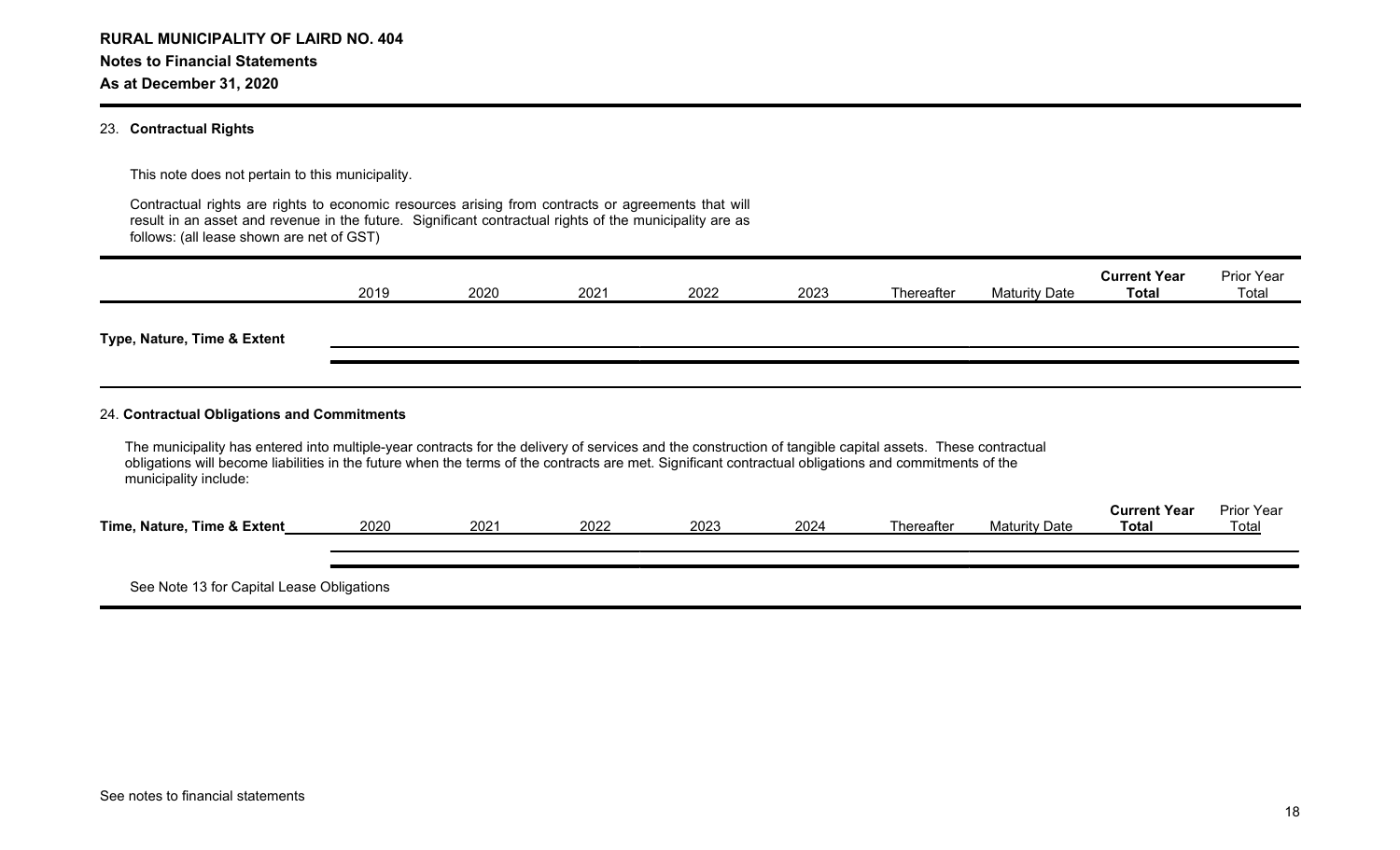**RURAL MUNICIPALITY OF LAIRD NO. 404**

**Notes to Financial Statements**

**As at December 31, 2020**

23. **Contractual Rights**

This note does not pertain to this municipality.

Contractual rights are rights to economic resources arising from contracts or agreements that will result in an asset and revenue in the future. Significant contractual rights of the municipality are as follows: (all lease shown are net of GST)

| | 2019 | 2020 | 2021 | 2022 | 2023 | Thereafter | Maturity Date | **Current Year Total** | Prior Year Total |
|---|---|---|---|---|---|---|---|---|---|
| **Type, Nature, Time & Extent** | | | | | | | | | |

24. **Contractual Obligations and Commitments**

The municipality has entered into multiple-year contracts for the delivery of services and the construction of tangible capital assets. These contractual obligations will become liabilities in the future when the terms of the contracts are met. Significant contractual obligations and commitments of the municipality include:

| **Time, Nature, Time & Extent** | 2020 | 2021 | 2022 | 2023 | 2024 | Thereafter | Maturity Date | **Current Year Total** | Prior Year Total |
|---|---|---|---|---|---|---|---|---|---|
| | | | | | | | | | |

See Note 13 for Capital Lease Obligations

See notes to financial statements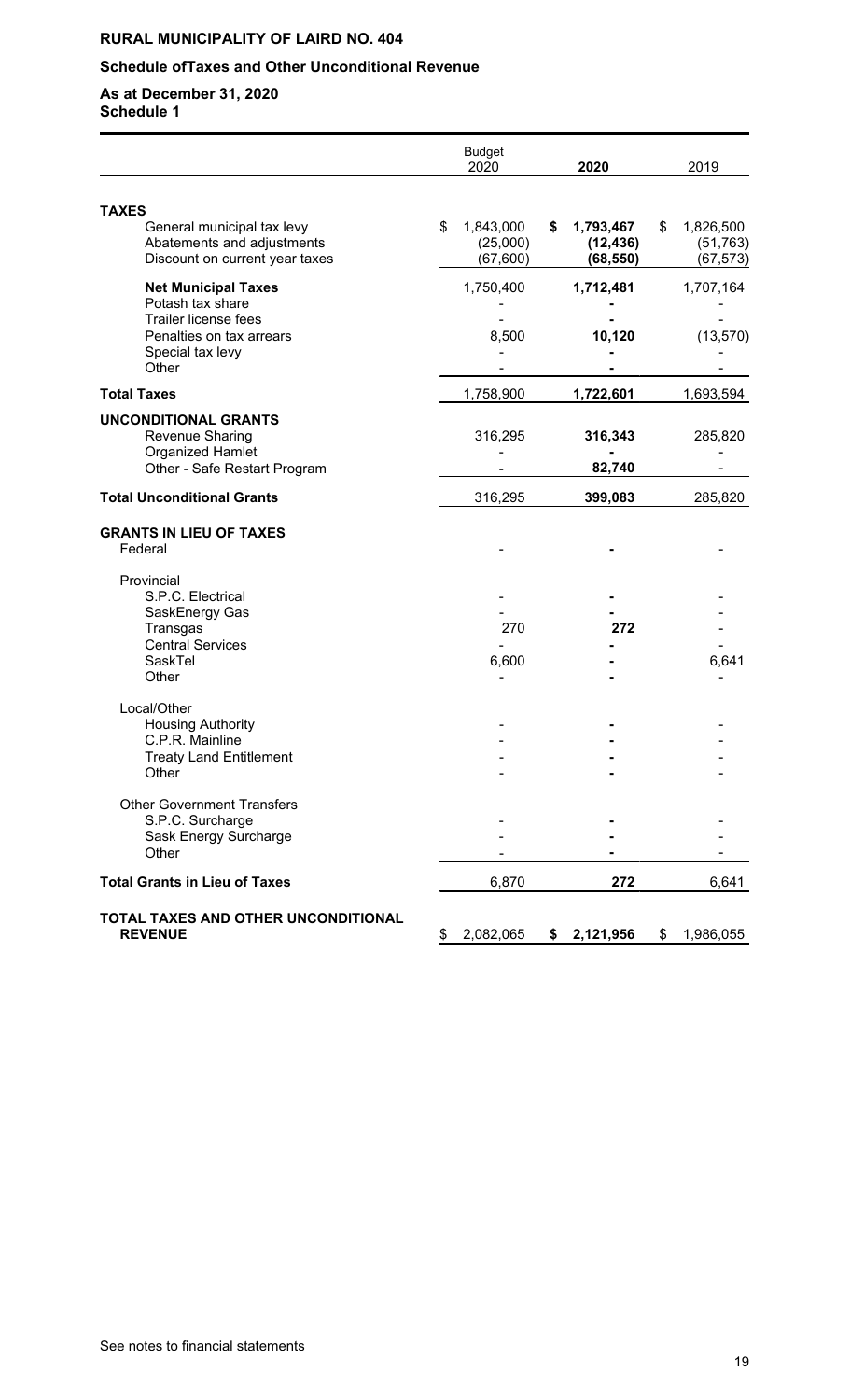**RURAL MUNICIPALITY OF LAIRD NO. 404**

**Schedule ofTaxes and Other Unconditional Revenue**

**As at December 31, 2020**
**Schedule 1**

| | Budget 2020 | 2020 | 2019 |
|---|---|---|---|
| **TAXES** | | | |
| General municipal tax levy | $ 1,843,000 | **$ 1,793,467** | $ 1,826,500 |
| Abatements and adjustments | (25,000) | **(12,436)** | (51,763) |
| Discount on current year taxes | (67,600) | **(68,550)** | (67,573) |
| **Net Municipal Taxes** | 1,750,400 | **1,712,481** | 1,707,164 |
| Potash tax share | - | **-** | - |
| Trailer license fees | - | **-** | - |
| Penalties on tax arrears | 8,500 | **10,120** | (13,570) |
| Special tax levy | - | **-** | - |
| Other | - | **-** | - |
| **Total Taxes** | 1,758,900 | **1,722,601** | 1,693,594 |
| **UNCONDITIONAL GRANTS** | | | |
| Revenue Sharing | 316,295 | **316,343** | 285,820 |
| Organized Hamlet | - | **-** | - |
| Other - Safe Restart Program | - | **82,740** | - |
| **Total Unconditional Grants** | 316,295 | **399,083** | 285,820 |
| **GRANTS IN LIEU OF TAXES** | | | |
| Federal | - | **-** | - |
| Provincial | | | |
| S.P.C. Electrical | - | **-** | - |
| SaskEnergy Gas | - | **-** | - |
| Transgas | 270 | **272** | - |
| Central Services | - | **-** | - |
| SaskTel | 6,600 | **-** | 6,641 |
| Other | - | **-** | - |
| Local/Other | | | |
| Housing Authority | - | **-** | - |
| C.P.R. Mainline | - | **-** | - |
| Treaty Land Entitlement | - | **-** | - |
| Other | - | **-** | - |
| Other Government Transfers | | | |
| S.P.C. Surcharge | - | **-** | - |
| Sask Energy Surcharge | - | **-** | - |
| Other | - | **-** | - |
| **Total Grants in Lieu of Taxes** | 6,870 | **272** | 6,641 |
| **TOTAL TAXES AND OTHER UNCONDITIONAL REVENUE** | $ 2,082,065 | **$ 2,121,956** | $ 1,986,055 |

See notes to financial statements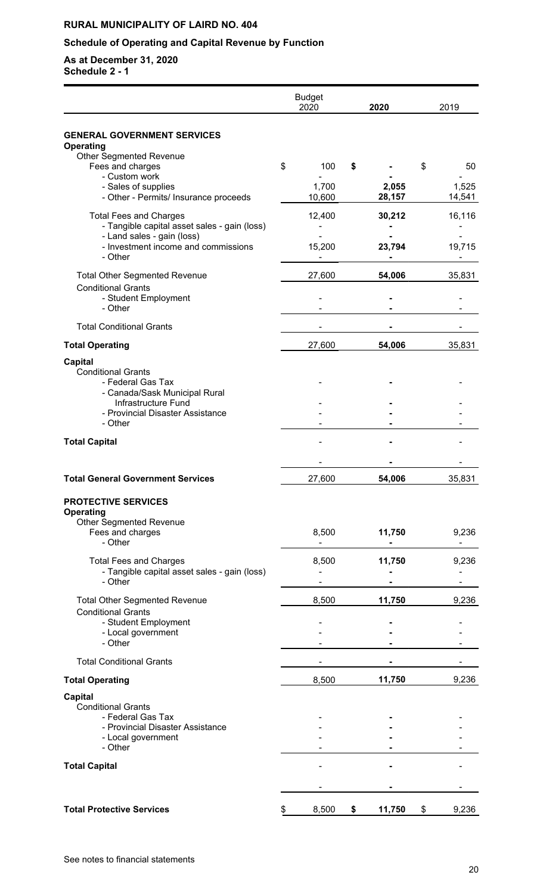**RURAL MUNICIPALITY OF LAIRD NO. 404**

**Schedule of Operating and Capital Revenue by Function**

**As at December 31, 2020**
**Schedule 2 - 1**

| | Budget 2020 | 2020 | 2019 |
|---|---|---|---|
| **GENERAL GOVERNMENT SERVICES** | | | |
| **Operating** | | | |
| Other Segmented Revenue | | | |
| Fees and charges | $ 100 | **$ -** | $ 50 |
| - Custom work | - | **-** | - |
| - Sales of supplies | 1,700 | **2,055** | 1,525 |
| - Other - Permits/ Insurance proceeds | 10,600 | **28,157** | 14,541 |
| Total Fees and Charges | 12,400 | **30,212** | 16,116 |
| - Tangible capital asset sales - gain (loss) | - | **-** | - |
| - Land sales - gain (loss) | - | **-** | - |
| - Investment income and commissions | 15,200 | **23,794** | 19,715 |
| - Other | - | **-** | - |
| Total Other Segmented Revenue | 27,600 | **54,006** | 35,831 |
| Conditional Grants | | | |
| - Student Employment | - | **-** | - |
| - Other | - | **-** | - |
| Total Conditional Grants | - | **-** | - |
| **Total Operating** | 27,600 | **54,006** | 35,831 |
| **Capital** | | | |
| Conditional Grants | | | |
| - Federal Gas Tax | - | **-** | - |
| - Canada/Sask Municipal Rural Infrastructure Fund | - | **-** | - |
| - Provincial Disaster Assistance | - | **-** | - |
| - Other | - | **-** | - |
| **Total Capital** | - | **-** | - |
| | - | **-** | - |
| **Total General Government Services** | 27,600 | **54,006** | 35,831 |
| **PROTECTIVE SERVICES** | | | |
| **Operating** | | | |
| Other Segmented Revenue | | | |
| Fees and charges | 8,500 | **11,750** | 9,236 |
| - Other | - | **-** | - |
| Total Fees and Charges | 8,500 | **11,750** | 9,236 |
| - Tangible capital asset sales - gain (loss) | - | **-** | - |
| - Other | - | **-** | - |
| Total Other Segmented Revenue | 8,500 | **11,750** | 9,236 |
| Conditional Grants | | | |
| - Student Employment | - | **-** | - |
| - Local government | - | **-** | - |
| - Other | - | **-** | - |
| Total Conditional Grants | - | **-** | - |
| **Total Operating** | 8,500 | **11,750** | 9,236 |
| **Capital** | | | |
| Conditional Grants | | | |
| - Federal Gas Tax | - | **-** | - |
| - Provincial Disaster Assistance | - | **-** | - |
| - Local government | - | **-** | - |
| - Other | - | **-** | - |
| **Total Capital** | - | **-** | - |
| | - | **-** | - |
| **Total Protective Services** | $ 8,500 | **$ 11,750** | $ 9,236 |

See notes to financial statements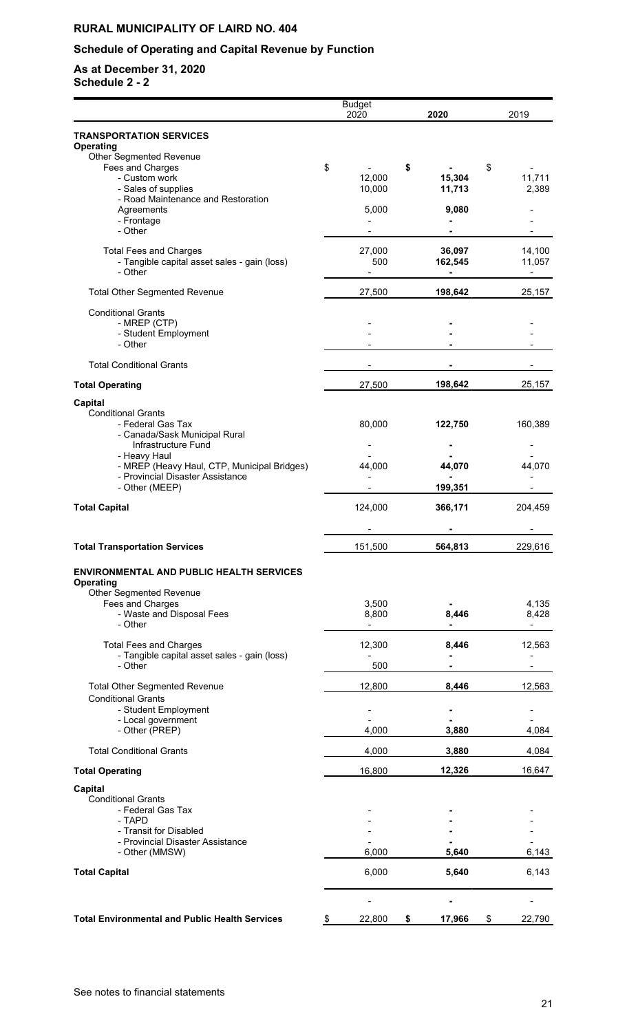# RURAL MUNICIPALITY OF LAIRD NO. 404

## Schedule of Operating and Capital Revenue by Function

### As at December 31, 2020

**Schedule 2 - 2**

| | Budget 2020 | 2020 | 2019 |
|---|---|---|---|
| **TRANSPORTATION SERVICES** | | | |
| **Operating** | | | |
| Other Segmented Revenue | | | |
| Fees and Charges | $ - | **$ -** | $ - |
| - Custom work | 12,000 | **15,304** | 11,711 |
| - Sales of supplies | 10,000 | **11,713** | 2,389 |
| - Road Maintenance and Restoration Agreements | 5,000 | **9,080** | - |
| - Frontage | - | **-** | - |
| - Other | - | **-** | - |
| Total Fees and Charges | 27,000 | **36,097** | 14,100 |
| - Tangible capital asset sales - gain (loss) | 500 | **162,545** | 11,057 |
| - Other | - | **-** | - |
| Total Other Segmented Revenue | 27,500 | **198,642** | 25,157 |
| Conditional Grants | | | |
| - MREP (CTP) | - | **-** | - |
| - Student Employment | - | **-** | - |
| - Other | - | **-** | - |
| Total Conditional Grants | - | **-** | - |
| **Total Operating** | 27,500 | **198,642** | 25,157 |
| **Capital** | | | |
| Conditional Grants | | | |
| - Federal Gas Tax | 80,000 | **122,750** | 160,389 |
| - Canada/Sask Municipal Rural Infrastructure Fund | - | **-** | - |
| - Heavy Haul | - | **-** | - |
| - MREP (Heavy Haul, CTP, Municipal Bridges) | 44,000 | **44,070** | 44,070 |
| - Provincial Disaster Assistance | - | **-** | - |
| - Other (MEEP) | - | **199,351** | - |
| **Total Capital** | 124,000 | **366,171** | 204,459 |
| | - | **-** | - |
| **Total Transportation Services** | 151,500 | **564,813** | 229,616 |
| **ENVIRONMENTAL AND PUBLIC HEALTH SERVICES** | | | |
| **Operating** | | | |
| Other Segmented Revenue | | | |
| Fees and Charges | 3,500 | **-** | 4,135 |
| - Waste and Disposal Fees | 8,800 | **8,446** | 8,428 |
| - Other | - | **-** | - |
| Total Fees and Charges | 12,300 | **8,446** | 12,563 |
| - Tangible capital asset sales - gain (loss) | - | **-** | - |
| - Other | 500 | **-** | - |
| Total Other Segmented Revenue | 12,800 | **8,446** | 12,563 |
| Conditional Grants | | | |
| - Student Employment | - | **-** | - |
| - Local government | - | **-** | - |
| - Other (PREP) | 4,000 | **3,880** | 4,084 |
| Total Conditional Grants | 4,000 | **3,880** | 4,084 |
| **Total Operating** | 16,800 | **12,326** | 16,647 |
| **Capital** | | | |
| Conditional Grants | | | |
| - Federal Gas Tax | - | **-** | - |
| - TAPD | - | **-** | - |
| - Transit for Disabled | - | **-** | - |
| - Provincial Disaster Assistance | - | **-** | - |
| - Other (MMSW) | 6,000 | **5,640** | 6,143 |
| **Total Capital** | 6,000 | **5,640** | 6,143 |
| | - | **-** | - |
| **Total Environmental and Public Health Services** | $ 22,800 | **$ 17,966** | $ 22,790 |

See notes to financial statements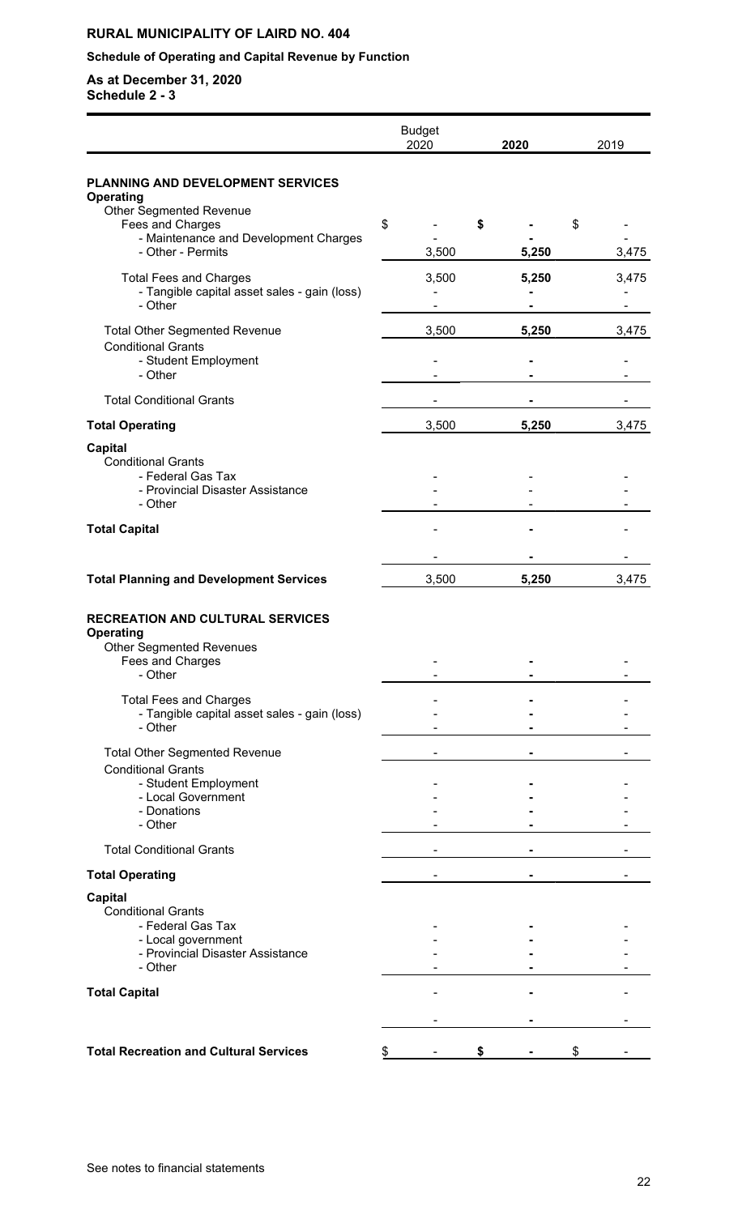**RURAL MUNICIPALITY OF LAIRD NO. 404**

**Schedule of Operating and Capital Revenue by Function**

**As at December 31, 2020**
**Schedule 2 - 3**

| | Budget 2020 | 2020 | 2019 |
|---|---|---|---|
| **PLANNING AND DEVELOPMENT SERVICES** | | | |
| **Operating** | | | |
| Other Segmented Revenue | | | |
| Fees and Charges | $ - | **$ -** | $ - |
| - Maintenance and Development Charges | - | **-** | - |
| - Other - Permits | 3,500 | **5,250** | 3,475 |
| Total Fees and Charges | 3,500 | **5,250** | 3,475 |
| - Tangible capital asset sales - gain (loss) | - | **-** | - |
| - Other | - | **-** | - |
| Total Other Segmented Revenue | 3,500 | **5,250** | 3,475 |
| Conditional Grants | | | |
| - Student Employment | - | **-** | - |
| - Other | - | **-** | - |
| Total Conditional Grants | - | **-** | - |
| **Total Operating** | 3,500 | **5,250** | 3,475 |
| **Capital** | | | |
| Conditional Grants | | | |
| - Federal Gas Tax | - | - | - |
| - Provincial Disaster Assistance | - | - | - |
| - Other | - | - | - |
| **Total Capital** | - | **-** | - |
| | - | **-** | - |
| **Total Planning and Development Services** | 3,500 | **5,250** | 3,475 |
| **RECREATION AND CULTURAL SERVICES** | | | |
| **Operating** | | | |
| Other Segmented Revenues | | | |
| Fees and Charges | - | **-** | - |
| - Other | - | **-** | - |
| Total Fees and Charges | - | **-** | - |
| - Tangible capital asset sales - gain (loss) | - | **-** | - |
| - Other | - | **-** | - |
| Total Other Segmented Revenue | - | **-** | - |
| Conditional Grants | | | |
| - Student Employment | - | **-** | - |
| - Local Government | - | **-** | - |
| - Donations | - | **-** | - |
| - Other | - | **-** | - |
| Total Conditional Grants | - | **-** | - |
| **Total Operating** | - | **-** | - |
| **Capital** | | | |
| Conditional Grants | | | |
| - Federal Gas Tax | - | **-** | - |
| - Local government | - | **-** | - |
| - Provincial Disaster Assistance | - | **-** | - |
| - Other | - | **-** | - |
| **Total Capital** | - | **-** | - |
| | - | **-** | - |
| **Total Recreation and Cultural Services** | $ - | **$ -** | $ - |

See notes to financial statements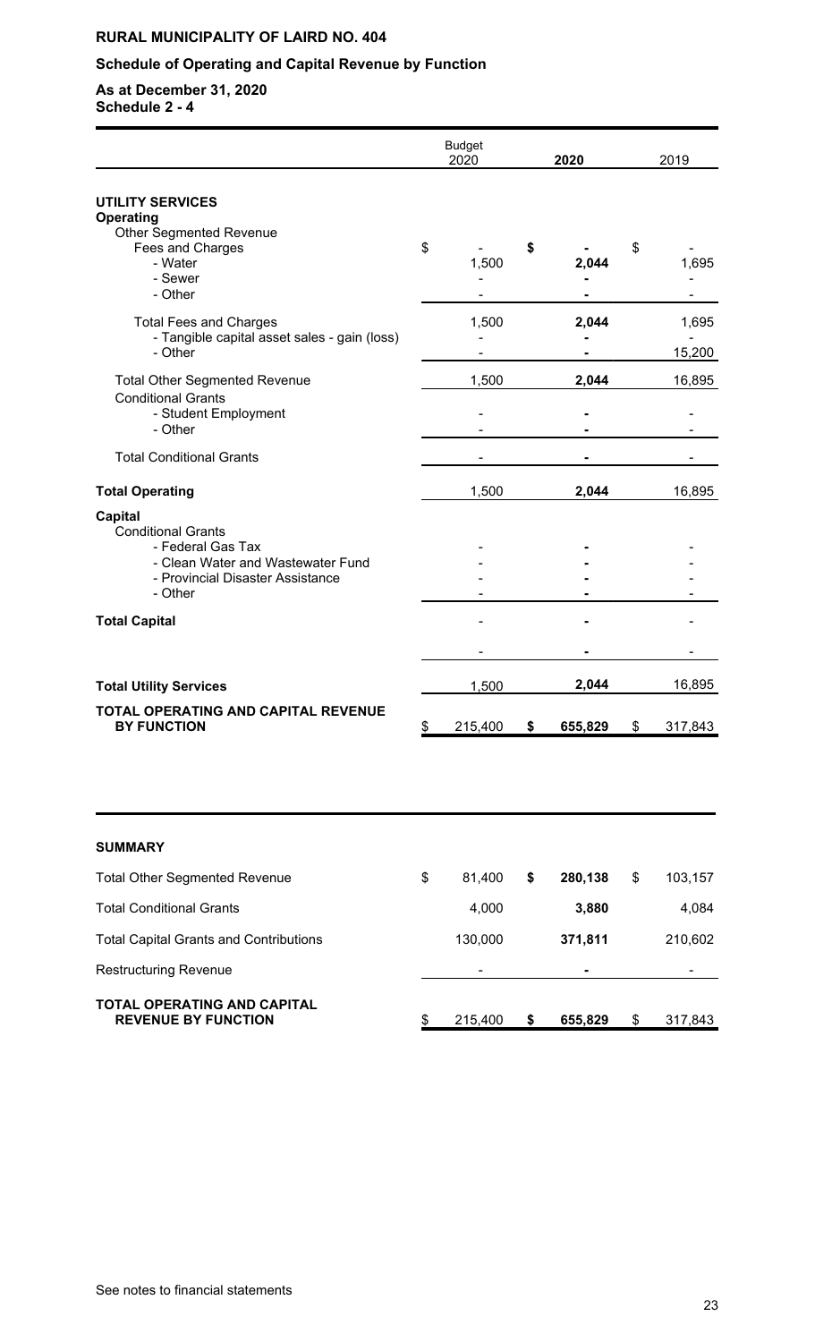**RURAL MUNICIPALITY OF LAIRD NO. 404**

**Schedule of Operating and Capital Revenue by Function**

**As at December 31, 2020**
**Schedule 2 - 4**

| | Budget 2020 | 2020 | 2019 |
|---|---|---|---|
| **UTILITY SERVICES** | | | |
| **Operating** | | | |
| Other Segmented Revenue | | | |
| Fees and Charges | $ - | **$ -** | $ - |
| - Water | 1,500 | **2,044** | 1,695 |
| - Sewer | - | **-** | - |
| - Other | - | **-** | - |
| Total Fees and Charges | 1,500 | **2,044** | 1,695 |
| - Tangible capital asset sales - gain (loss) | - | **-** | - |
| - Other | - | **-** | 15,200 |
| Total Other Segmented Revenue | 1,500 | **2,044** | 16,895 |
| Conditional Grants | | | |
| - Student Employment | - | **-** | - |
| - Other | - | **-** | - |
| Total Conditional Grants | - | **-** | - |
| **Total Operating** | 1,500 | **2,044** | 16,895 |
| **Capital** | | | |
| Conditional Grants | | | |
| - Federal Gas Tax | - | **-** | - |
| - Clean Water and Wastewater Fund | - | **-** | - |
| - Provincial Disaster Assistance | - | **-** | - |
| - Other | - | **-** | - |
| **Total Capital** | - | **-** | - |
| | - | **-** | - |
| **Total Utility Services** | 1,500 | **2,044** | 16,895 |
| **TOTAL OPERATING AND CAPITAL REVENUE BY FUNCTION** | $ 215,400 | **$ 655,829** | $ 317,843 |

| **SUMMARY** | | | |
|---|---|---|---|
| Total Other Segmented Revenue | $ 81,400 | **$ 280,138** | $ 103,157 |
| Total Conditional Grants | 4,000 | **3,880** | 4,084 |
| Total Capital Grants and Contributions | 130,000 | **371,811** | 210,602 |
| Restructuring Revenue | - | **-** | - |
| **TOTAL OPERATING AND CAPITAL REVENUE BY FUNCTION** | $ 215,400 | **$ 655,829** | $ 317,843 |

See notes to financial statements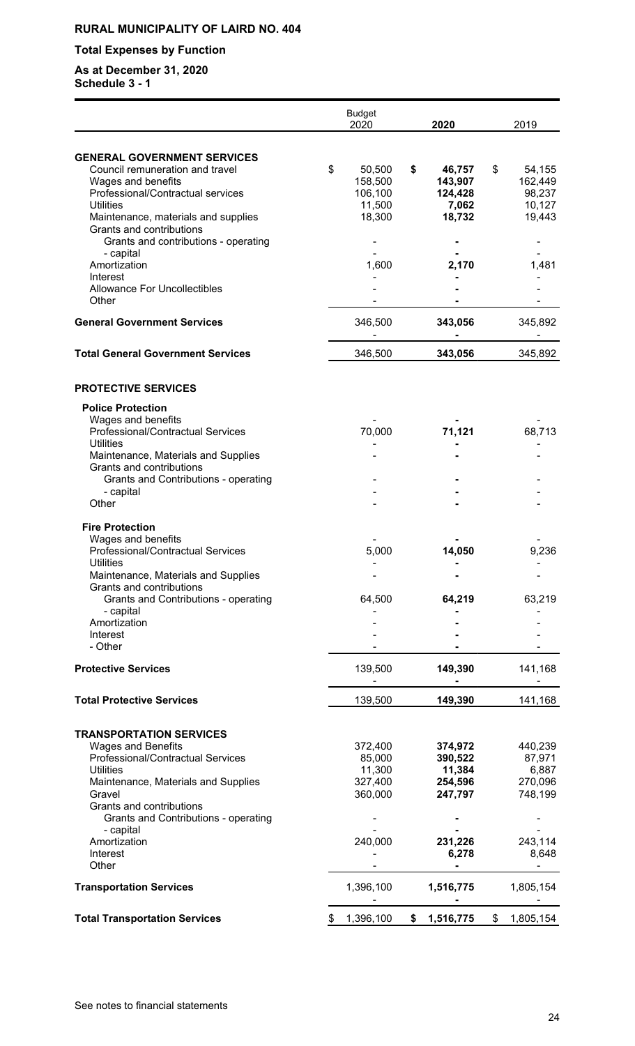**RURAL MUNICIPALITY OF LAIRD NO. 404**

**Total Expenses by Function**

**As at December 31, 2020**
**Schedule 3 - 1**

| | Budget 2020 | 2020 | 2019 |
|---|---|---|---|
| **GENERAL GOVERNMENT SERVICES** | | | |
| Council remuneration and travel | $ 50,500 | **$ 46,757** | $ 54,155 |
| Wages and benefits | 158,500 | **143,907** | 162,449 |
| Professional/Contractual services | 106,100 | **124,428** | 98,237 |
| Utilities | 11,500 | **7,062** | 10,127 |
| Maintenance, materials and supplies | 18,300 | **18,732** | 19,443 |
| Grants and contributions | | | |
| Grants and contributions - operating | - | **-** | - |
| - capital | - | **-** | - |
| Amortization | 1,600 | **2,170** | 1,481 |
| Interest | - | **-** | - |
| Allowance For Uncollectibles | - | **-** | - |
| Other | - | **-** | - |
| **General Government Services** | 346,500 | **343,056** | 345,892 |
| | - | **-** | - |
| **Total General Government Services** | 346,500 | **343,056** | 345,892 |
| **PROTECTIVE SERVICES** | | | |
| **Police Protection** | | | |
| Wages and benefits | - | **-** | - |
| Professional/Contractual Services | 70,000 | **71,121** | 68,713 |
| Utilities | - | **-** | - |
| Maintenance, Materials and Supplies | - | **-** | - |
| Grants and contributions | | | |
| Grants and Contributions - operating | - | **-** | - |
| - capital | - | **-** | - |
| Other | - | **-** | - |
| **Fire Protection** | | | |
| Wages and benefits | - | **-** | - |
| Professional/Contractual Services | 5,000 | **14,050** | 9,236 |
| Utilities | - | **-** | - |
| Maintenance, Materials and Supplies | - | **-** | - |
| Grants and contributions | | | |
| Grants and Contributions - operating | 64,500 | **64,219** | 63,219 |
| - capital | - | **-** | - |
| Amortization | - | **-** | - |
| Interest | - | **-** | - |
| - Other | - | **-** | - |
| **Protective Services** | 139,500 | **149,390** | 141,168 |
| | - | **-** | - |
| **Total Protective Services** | 139,500 | **149,390** | 141,168 |
| **TRANSPORTATION SERVICES** | | | |
| Wages and Benefits | 372,400 | **374,972** | 440,239 |
| Professional/Contractual Services | 85,000 | **390,522** | 87,971 |
| Utilities | 11,300 | **11,384** | 6,887 |
| Maintenance, Materials and Supplies | 327,400 | **254,596** | 270,096 |
| Gravel | 360,000 | **247,797** | 748,199 |
| Grants and contributions | | | |
| Grants and Contributions - operating | - | **-** | - |
| - capital | - | **-** | - |
| Amortization | 240,000 | **231,226** | 243,114 |
| Interest | - | **6,278** | 8,648 |
| Other | - | **-** | - |
| **Transportation Services** | 1,396,100 | **1,516,775** | 1,805,154 |
| | - | **-** | - |
| **Total Transportation Services** | $ 1,396,100 | **$ 1,516,775** | $ 1,805,154 |

See notes to financial statements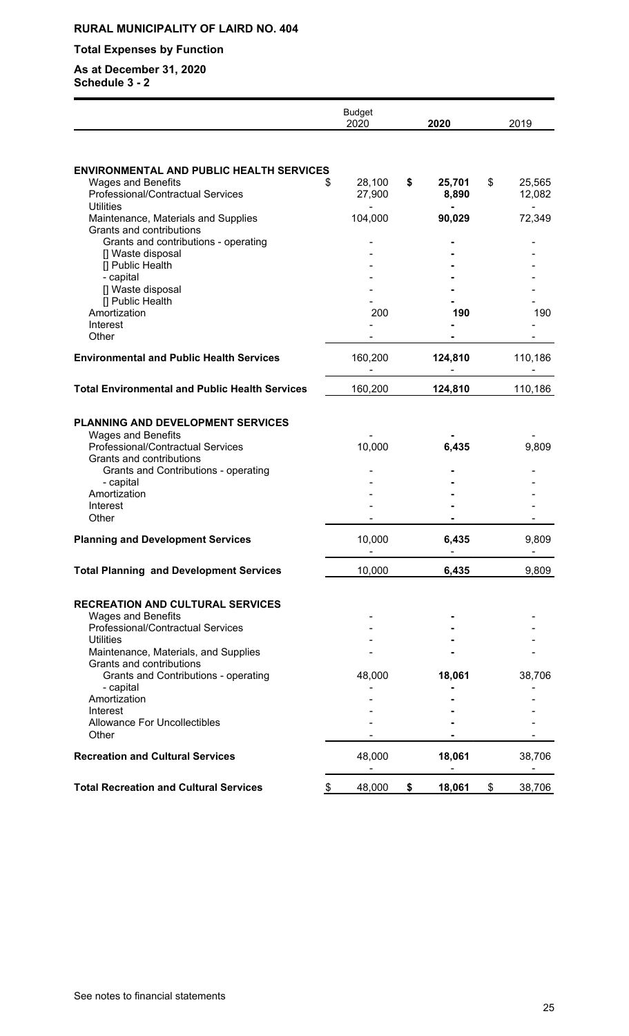**RURAL MUNICIPALITY OF LAIRD NO. 404**

**Total Expenses by Function**

**As at December 31, 2020**
**Schedule 3 - 2**

| | Budget 2020 | 2020 | 2019 |
|---|---|---|---|
| **ENVIRONMENTAL AND PUBLIC HEALTH SERVICES** | | | |
| Wages and Benefits | $ 28,100 | **$ 25,701** | $ 25,565 |
| Professional/Contractual Services | 27,900 | **8,890** | 12,082 |
| Utilities | - | **-** | - |
| Maintenance, Materials and Supplies | 104,000 | **90,029** | 72,349 |
| Grants and contributions | | | |
| Grants and contributions - operating | - | **-** | - |
| [] Waste disposal | - | **-** | - |
| [] Public Health | - | **-** | - |
| - capital | - | **-** | - |
| [] Waste disposal | - | **-** | - |
| [] Public Health | - | **-** | - |
| Amortization | 200 | **190** | 190 |
| Interest | - | **-** | - |
| Other | - | **-** | - |
| **Environmental and Public Health Services** | 160,200 | **124,810** | 110,186 |
| | - | - | - |
| **Total Environmental and Public Health Services** | 160,200 | **124,810** | 110,186 |
| **PLANNING AND DEVELOPMENT SERVICES** | | | |
| Wages and Benefits | - | **-** | - |
| Professional/Contractual Services | 10,000 | **6,435** | 9,809 |
| Grants and contributions | | | |
| Grants and Contributions - operating | - | **-** | - |
| - capital | - | **-** | - |
| Amortization | - | **-** | - |
| Interest | - | **-** | - |
| Other | - | **-** | - |
| **Planning and Development Services** | 10,000 | **6,435** | 9,809 |
| | - | - | - |
| **Total Planning and Development Services** | 10,000 | **6,435** | 9,809 |
| **RECREATION AND CULTURAL SERVICES** | | | |
| Wages and Benefits | - | **-** | - |
| Professional/Contractual Services | - | **-** | - |
| Utilities | - | **-** | - |
| Maintenance, Materials, and Supplies | - | **-** | - |
| Grants and contributions | | | |
| Grants and Contributions - operating | 48,000 | **18,061** | 38,706 |
| - capital | - | **-** | - |
| Amortization | - | **-** | - |
| Interest | - | **-** | - |
| Allowance For Uncollectibles | - | **-** | - |
| Other | - | **-** | - |
| **Recreation and Cultural Services** | 48,000 | **18,061** | 38,706 |
| | - | - | - |
| **Total Recreation and Cultural Services** | $ 48,000 | **$ 18,061** | $ 38,706 |

See notes to financial statements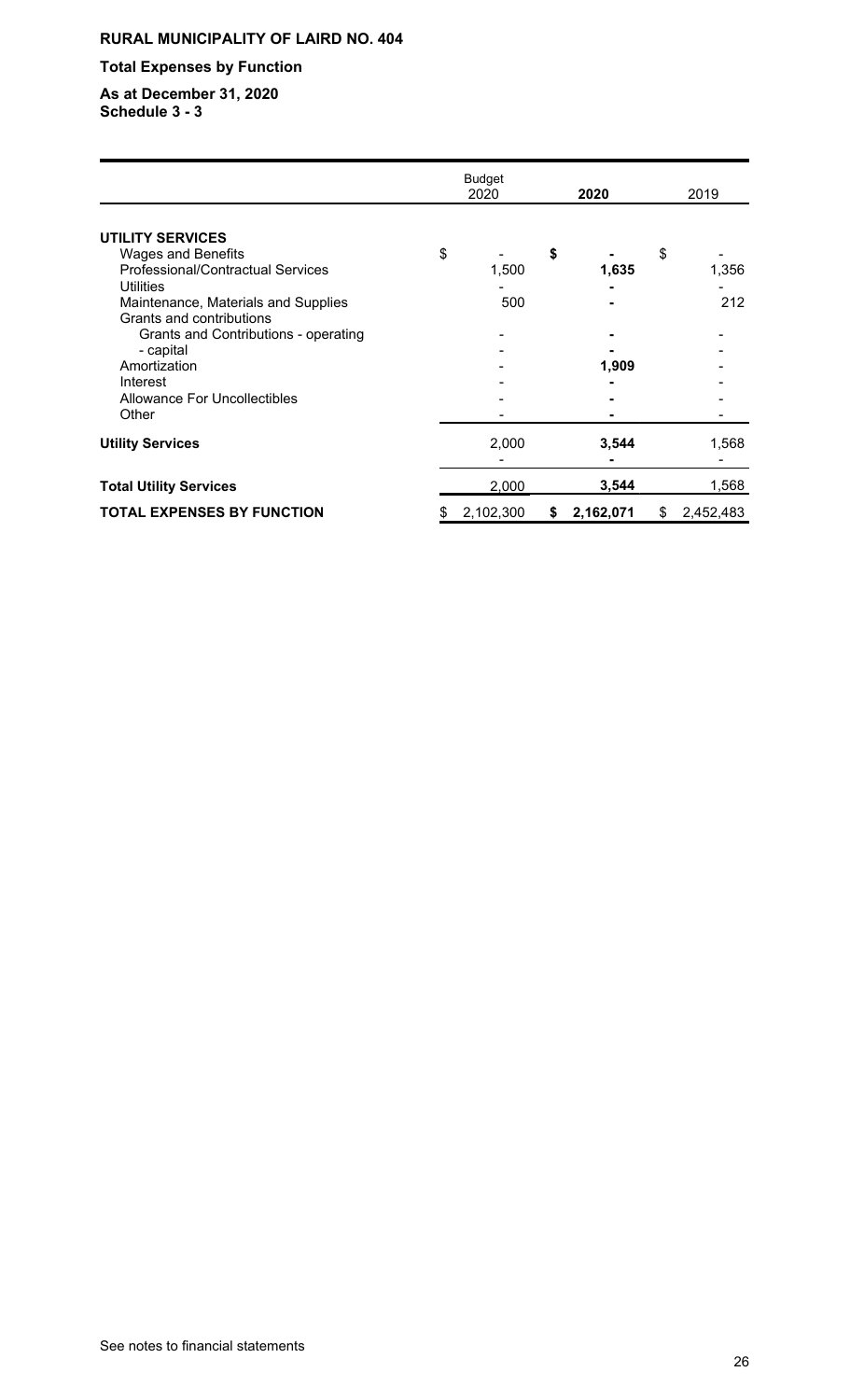**RURAL MUNICIPALITY OF LAIRD NO. 404**

**Total Expenses by Function**

**As at December 31, 2020**
**Schedule 3 - 3**

| | Budget 2020 | **2020** | 2019 |
|---|---|---|---|
| **UTILITY SERVICES** | | | |
| Wages and Benefits | $ - | **$ -** | $ - |
| Professional/Contractual Services | 1,500 | **1,635** | 1,356 |
| Utilities | - | **-** | - |
| Maintenance, Materials and Supplies | 500 | **-** | 212 |
| Grants and contributions | | | |
| Grants and Contributions - operating | - | **-** | - |
| - capital | - | **-** | - |
| Amortization | - | **1,909** | - |
| Interest | - | **-** | - |
| Allowance For Uncollectibles | - | **-** | - |
| Other | - | **-** | - |
| **Utility Services** | 2,000 | **3,544** | 1,568 |
| | - | **-** | - |
| **Total Utility Services** | 2,000 | **3,544** | 1,568 |
| **TOTAL EXPENSES BY FUNCTION** | $ 2,102,300 | **$ 2,162,071** | $ 2,452,483 |

See notes to financial statements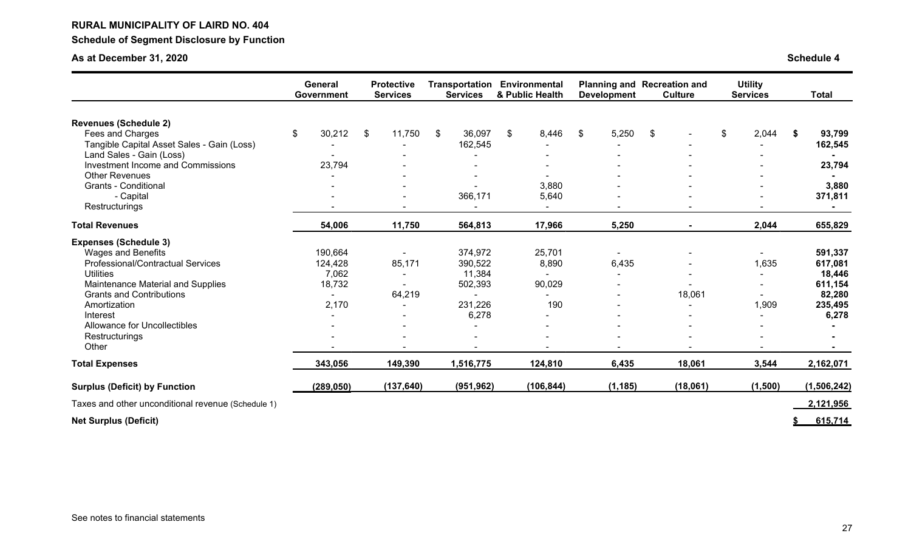**RURAL MUNICIPALITY OF LAIRD NO. 404**

**Schedule of Segment Disclosure by Function**

**As at December 31, 2020** **Schedule 4**

| | General Government | Protective Services | Transportation Services | Environmental & Public Health | Planning and Development | Recreation and Culture | Utility Services | Total |
|---|---|---|---|---|---|---|---|---|
| **Revenues (Schedule 2)** | | | | | | | | |
| Fees and Charges | $ 30,212 | $ 11,750 | $ 36,097 | $ 8,446 | $ 5,250 | $ - | $ 2,044 | **$ 93,799** |
| Tangible Capital Asset Sales - Gain (Loss) | - | - | 162,545 | - | - | - | - | **162,545** |
| Land Sales - Gain (Loss) | - | - | - | - | - | - | - | **-** |
| Investment Income and Commissions | 23,794 | - | - | - | - | - | - | **23,794** |
| Other Revenues | - | - | - | - | - | - | - | **-** |
| Grants - Conditional | - | - | - | 3,880 | - | - | - | **3,880** |
| - Capital | - | - | 366,171 | 5,640 | - | - | - | **371,811** |
| Restructurings | - | - | - | - | - | - | - | **-** |
| **Total Revenues** | **54,006** | **11,750** | **564,813** | **17,966** | **5,250** | **-** | **2,044** | **655,829** |
| **Expenses (Schedule 3)** | | | | | | | | |
| Wages and Benefits | 190,664 | - | 374,972 | 25,701 | - | - | - | **591,337** |
| Professional/Contractual Services | 124,428 | 85,171 | 390,522 | 8,890 | 6,435 | - | 1,635 | **617,081** |
| Utilities | 7,062 | - | 11,384 | - | - | - | - | **18,446** |
| Maintenance Material and Supplies | 18,732 | - | 502,393 | 90,029 | - | - | - | **611,154** |
| Grants and Contributions | - | 64,219 | - | - | - | 18,061 | - | **82,280** |
| Amortization | 2,170 | - | 231,226 | 190 | - | - | 1,909 | **235,495** |
| Interest | - | - | 6,278 | - | - | - | - | **6,278** |
| Allowance for Uncollectibles | - | - | - | - | - | - | - | **-** |
| Restructurings | - | - | - | - | - | - | - | **-** |
| Other | - | - | - | - | - | - | - | **-** |
| **Total Expenses** | **343,056** | **149,390** | **1,516,775** | **124,810** | **6,435** | **18,061** | **3,544** | **2,162,071** |
| **Surplus (Deficit) by Function** | **(289,050)** | **(137,640)** | **(951,962)** | **(106,844)** | **(1,185)** | **(18,061)** | **(1,500)** | **(1,506,242)** |
| Taxes and other unconditional revenue (Schedule 1) | | | | | | | | **2,121,956** |
| **Net Surplus (Deficit)** | | | | | | | | **$ 615,714** |

See notes to financial statements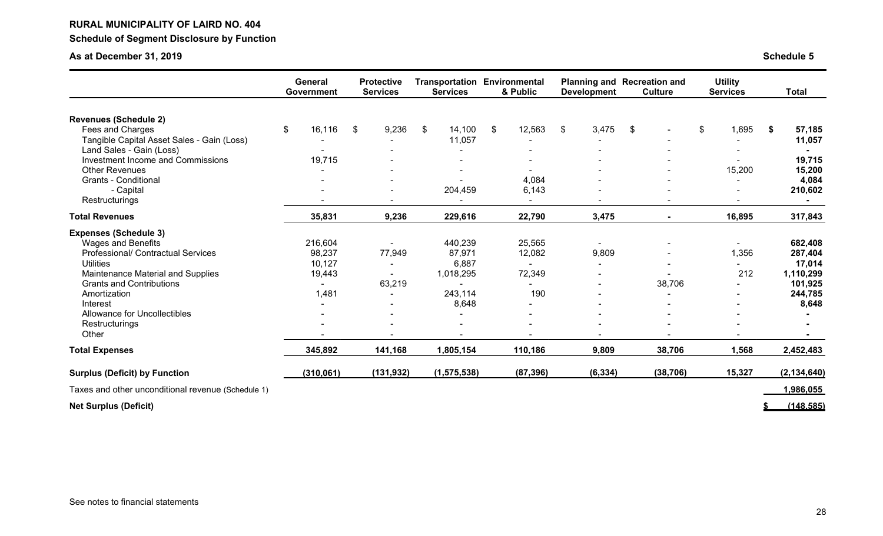**RURAL MUNICIPALITY OF LAIRD NO. 404**

**Schedule of Segment Disclosure by Function**

**As at December 31, 2019**

**Schedule 5**

| | General Government | Protective Services | Transportation Services | Environmental & Public | Planning and Development | Recreation and Culture | Utility Services | Total |
|---|---|---|---|---|---|---|---|---|
| **Revenues (Schedule 2)** | | | | | | | | |
| Fees and Charges | $ 16,116 | $ 9,236 | $ 14,100 | $ 12,563 | $ 3,475 | $ - | $ 1,695 | **$ 57,185** |
| Tangible Capital Asset Sales - Gain (Loss) | - | - | 11,057 | - | - | - | - | **11,057** |
| Land Sales - Gain (Loss) | - | - | - | - | - | - | - | **-** |
| Investment Income and Commissions | 19,715 | - | - | - | - | - | - | **19,715** |
| Other Revenues | - | - | - | - | - | - | 15,200 | **15,200** |
| Grants - Conditional | - | - | - | 4,084 | - | - | - | **4,084** |
| - Capital | - | - | 204,459 | 6,143 | - | - | - | **210,602** |
| Restructurings | - | - | - | - | - | - | - | **-** |
| **Total Revenues** | **35,831** | **9,236** | **229,616** | **22,790** | **3,475** | **-** | **16,895** | **317,843** |
| **Expenses (Schedule 3)** | | | | | | | | |
| Wages and Benefits | 216,604 | - | 440,239 | 25,565 | - | - | - | **682,408** |
| Professional/ Contractual Services | 98,237 | 77,949 | 87,971 | 12,082 | 9,809 | - | 1,356 | **287,404** |
| Utilities | 10,127 | - | 6,887 | - | - | - | - | **17,014** |
| Maintenance Material and Supplies | 19,443 | - | 1,018,295 | 72,349 | - | - | 212 | **1,110,299** |
| Grants and Contributions | - | 63,219 | - | - | - | 38,706 | - | **101,925** |
| Amortization | 1,481 | - | 243,114 | 190 | - | - | - | **244,785** |
| Interest | - | - | 8,648 | - | - | - | - | **8,648** |
| Allowance for Uncollectibles | - | - | - | - | - | - | - | **-** |
| Restructurings | - | - | - | - | - | - | - | **-** |
| Other | - | - | - | - | - | - | - | **-** |
| **Total Expenses** | **345,892** | **141,168** | **1,805,154** | **110,186** | **9,809** | **38,706** | **1,568** | **2,452,483** |
| **Surplus (Deficit) by Function** | **(310,061)** | **(131,932)** | **(1,575,538)** | **(87,396)** | **(6,334)** | **(38,706)** | **15,327** | **(2,134,640)** |
| Taxes and other unconditional revenue (Schedule 1) | | | | | | | | **1,986,055** |
| **Net Surplus (Deficit)** | | | | | | | | **$ (148,585)** |

See notes to financial statements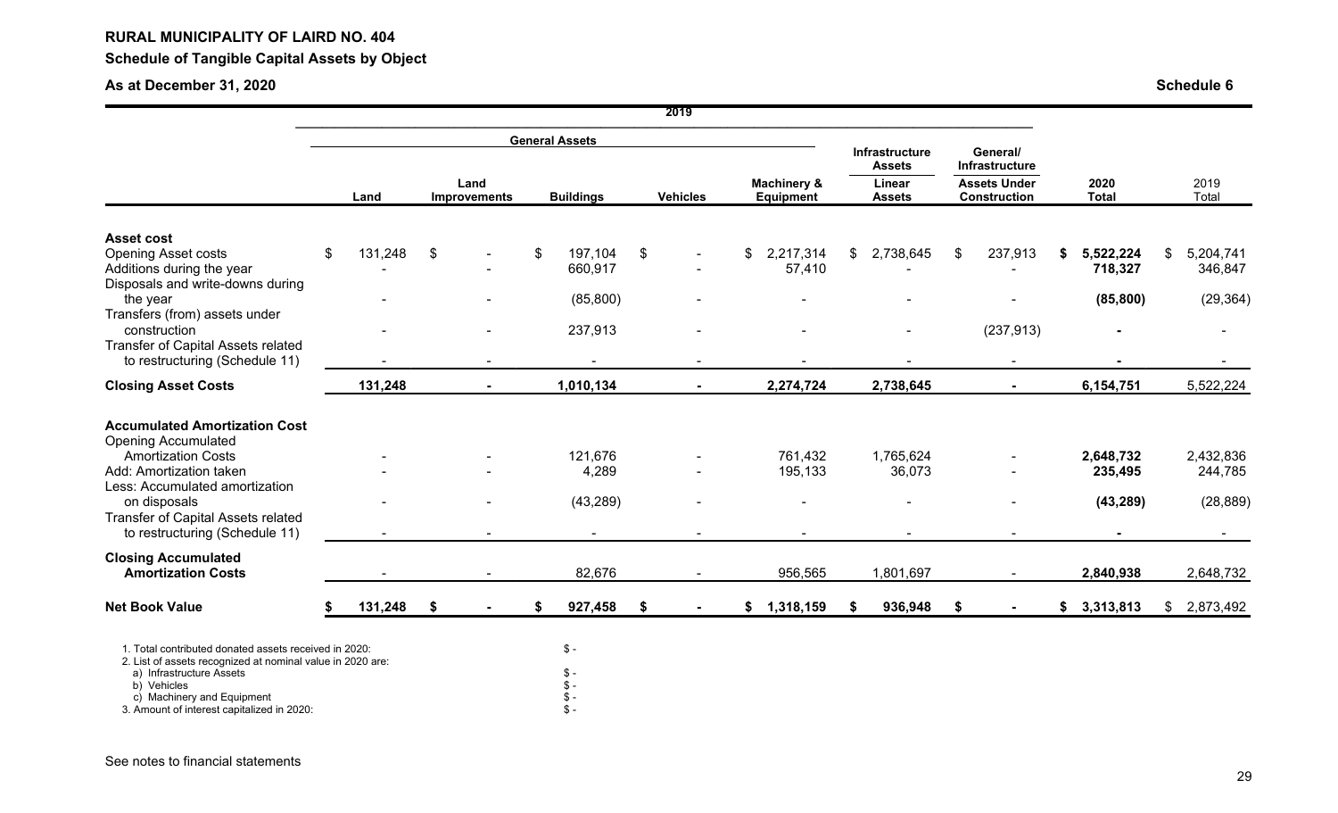**RURAL MUNICIPALITY OF LAIRD NO. 404**

**Schedule of Tangible Capital Assets by Object**

**As at December 31, 2020** **Schedule 6**

| | 2019 | | | | | | | | |
|---|---|---|---|---|---|---|---|---|---|
| | General Assets | | | | | Infrastructure Assets | General/ Infrastructure | | |
| | Land | Land Improvements | Buildings | Vehicles | Machinery & Equipment | Linear Assets | Assets Under Construction | 2020 Total | 2019 Total |
| **Asset cost** | | | | | | | | | |
| Opening Asset costs | $ 131,248 | $ - | $ 197,104 | $ - | $ 2,217,314 | $ 2,738,645 | $ 237,913 | **$ 5,522,224** | $ 5,204,741 |
| Additions during the year | - | - | 660,917 | - | 57,410 | - | - | **718,327** | 346,847 |
| Disposals and write-downs during the year | - | - | (85,800) | - | - | - | - | **(85,800)** | (29,364) |
| Transfers (from) assets under construction | - | - | 237,913 | - | - | - | (237,913) | **-** | - |
| Transfer of Capital Assets related to restructuring (Schedule 11) | - | - | - | - | - | - | - | **-** | - |
| **Closing Asset Costs** | **131,248** | **-** | **1,010,134** | **-** | **2,274,724** | **2,738,645** | **-** | **6,154,751** | 5,522,224 |
| **Accumulated Amortization Cost** | | | | | | | | | |
| Opening Accumulated Amortization Costs | - | - | 121,676 | - | 761,432 | 1,765,624 | - | **2,648,732** | 2,432,836 |
| Add: Amortization taken | - | - | 4,289 | - | 195,133 | 36,073 | - | **235,495** | 244,785 |
| Less: Accumulated amortization on disposals | - | - | (43,289) | - | - | - | - | **(43,289)** | (28,889) |
| Transfer of Capital Assets related to restructuring (Schedule 11) | - | - | - | - | - | - | - | **-** | - |
| **Closing Accumulated Amortization Costs** | - | - | 82,676 | - | 956,565 | 1,801,697 | - | **2,840,938** | 2,648,732 |
| **Net Book Value** | **$ 131,248** | **$ -** | **$ 927,458** | **$ -** | **$ 1,318,159** | **$ 936,948** | **$ -** | **$ 3,313,813** | $ 2,873,492 |

1. Total contributed donated assets received in 2020: $ -
2. List of assets recognized at nominal value in 2020 are:
   a) Infrastructure Assets $ -
   b) Vehicles $ -
   c) Machinery and Equipment $ -
3. Amount of interest capitalized in 2020: $ -

See notes to financial statements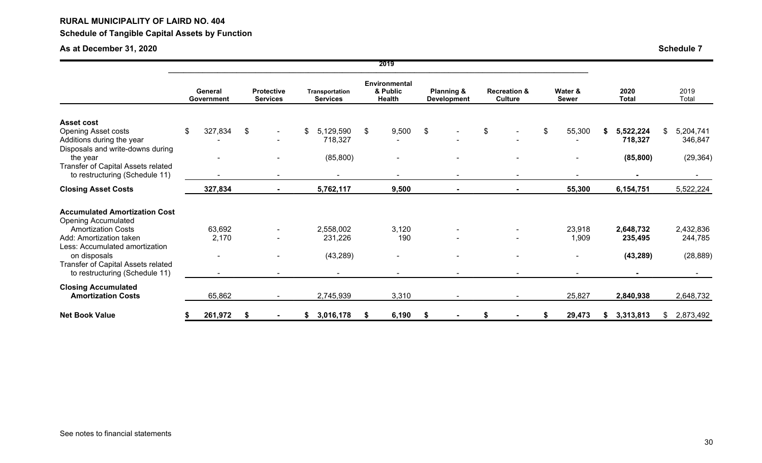**RURAL MUNICIPALITY OF LAIRD NO. 404**

**Schedule of Tangible Capital Assets by Function**

**As at December 31, 2020** **Schedule 7**

| | 2019 | | | | | | | | |
|---|---|---|---|---|---|---|---|---|---|
| | **General Government** | **Protective Services** | **Transportation Services** | **Environmental & Public Health** | **Planning & Development** | **Recreation & Culture** | **Water & Sewer** | **2020 Total** | 2019 Total |
| **Asset cost** | | | | | | | | | |
| Opening Asset costs | $ 327,834 | $ - | $ 5,129,590 | $ 9,500 | $ - | $ - | $ 55,300 | **$ 5,522,224** | $ 5,204,741 |
| Additions during the year | - | - | 718,327 | - | - | - | - | **718,327** | 346,847 |
| Disposals and write-downs during the year | - | - | (85,800) | - | - | - | - | **(85,800)** | (29,364) |
| Transfer of Capital Assets related to restructuring (Schedule 11) | - | - | - | - | - | - | - | **-** | - |
| **Closing Asset Costs** | **327,834** | **-** | **5,762,117** | **9,500** | **-** | **-** | **55,300** | **6,154,751** | 5,522,224 |
| **Accumulated Amortization Cost** | | | | | | | | | |
| Opening Accumulated Amortization Costs | 63,692 | - | 2,558,002 | 3,120 | - | - | 23,918 | **2,648,732** | 2,432,836 |
| Add: Amortization taken | 2,170 | - | 231,226 | 190 | - | - | 1,909 | **235,495** | 244,785 |
| Less: Accumulated amortization on disposals | - | - | (43,289) | - | - | - | - | **(43,289)** | (28,889) |
| Transfer of Capital Assets related to restructuring (Schedule 11) | - | - | - | - | - | - | - | **-** | - |
| **Closing Accumulated Amortization Costs** | 65,862 | - | 2,745,939 | 3,310 | - | - | 25,827 | **2,840,938** | 2,648,732 |
| **Net Book Value** | **$ 261,972** | **$ -** | **$ 3,016,178** | **$ 6,190** | **$ -** | **$ -** | **$ 29,473** | **$ 3,313,813** | $ 2,873,492 |

See notes to financial statements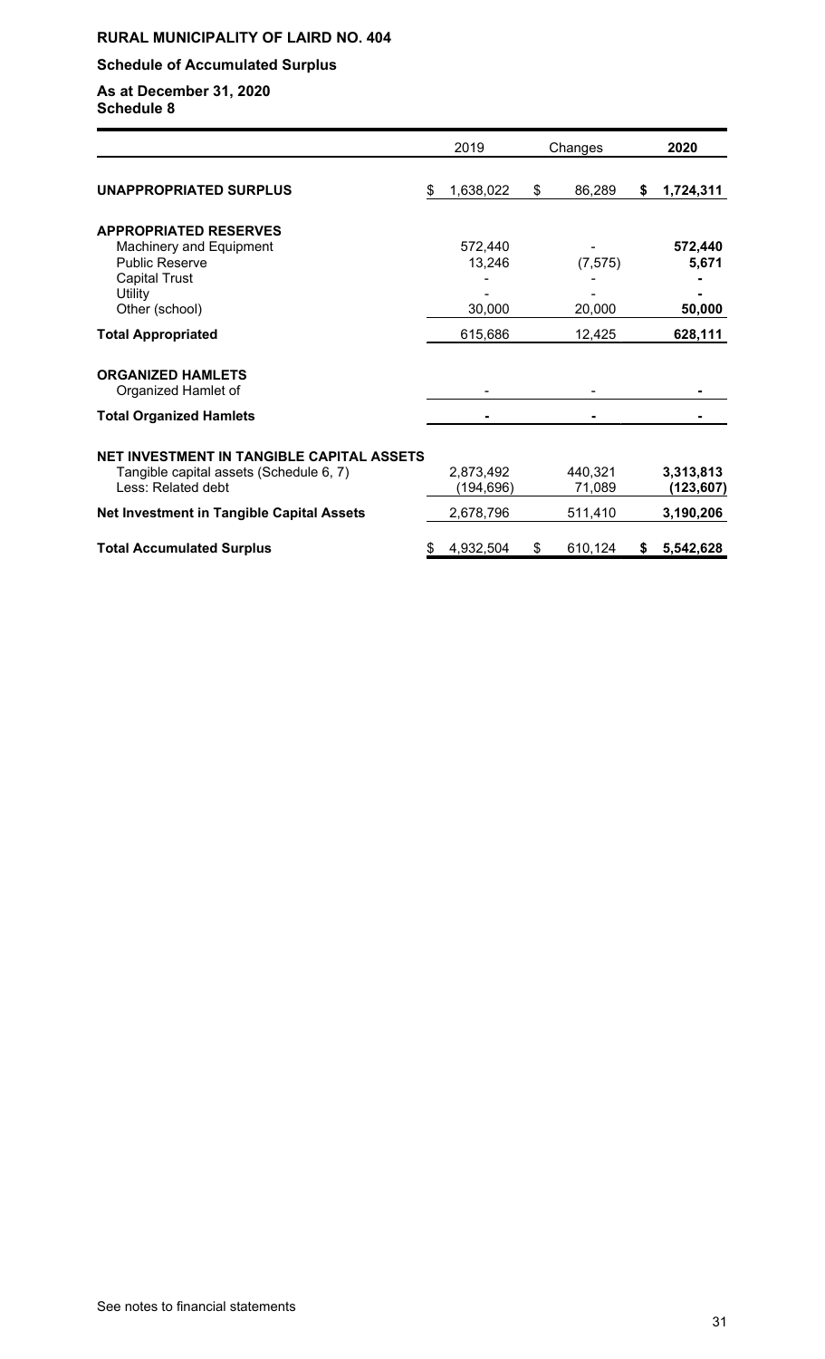**RURAL MUNICIPALITY OF LAIRD NO. 404**

**Schedule of Accumulated Surplus**

**As at December 31, 2020**
**Schedule 8**

| | 2019 | Changes | 2020 |
|---|---|---|---|
| **UNAPPROPRIATED SURPLUS** | $ 1,638,022 | $ 86,289 | **$ 1,724,311** |
| **APPROPRIATED RESERVES** | | | |
| Machinery and Equipment | 572,440 | - | **572,440** |
| Public Reserve | 13,246 | (7,575) | **5,671** |
| Capital Trust | - | - | **-** |
| Utility | - | - | **-** |
| Other (school) | 30,000 | 20,000 | **50,000** |
| **Total Appropriated** | 615,686 | 12,425 | **628,111** |
| **ORGANIZED HAMLETS** | | | |
| Organized Hamlet of | - | - | **-** |
| **Total Organized Hamlets** | - | - | **-** |
| **NET INVESTMENT IN TANGIBLE CAPITAL ASSETS** | | | |
| Tangible capital assets (Schedule 6, 7) | 2,873,492 | 440,321 | **3,313,813** |
| Less: Related debt | (194,696) | 71,089 | **(123,607)** |
| **Net Investment in Tangible Capital Assets** | 2,678,796 | 511,410 | **3,190,206** |
| **Total Accumulated Surplus** | $ 4,932,504 | $ 610,124 | **$ 5,542,628** |

See notes to financial statements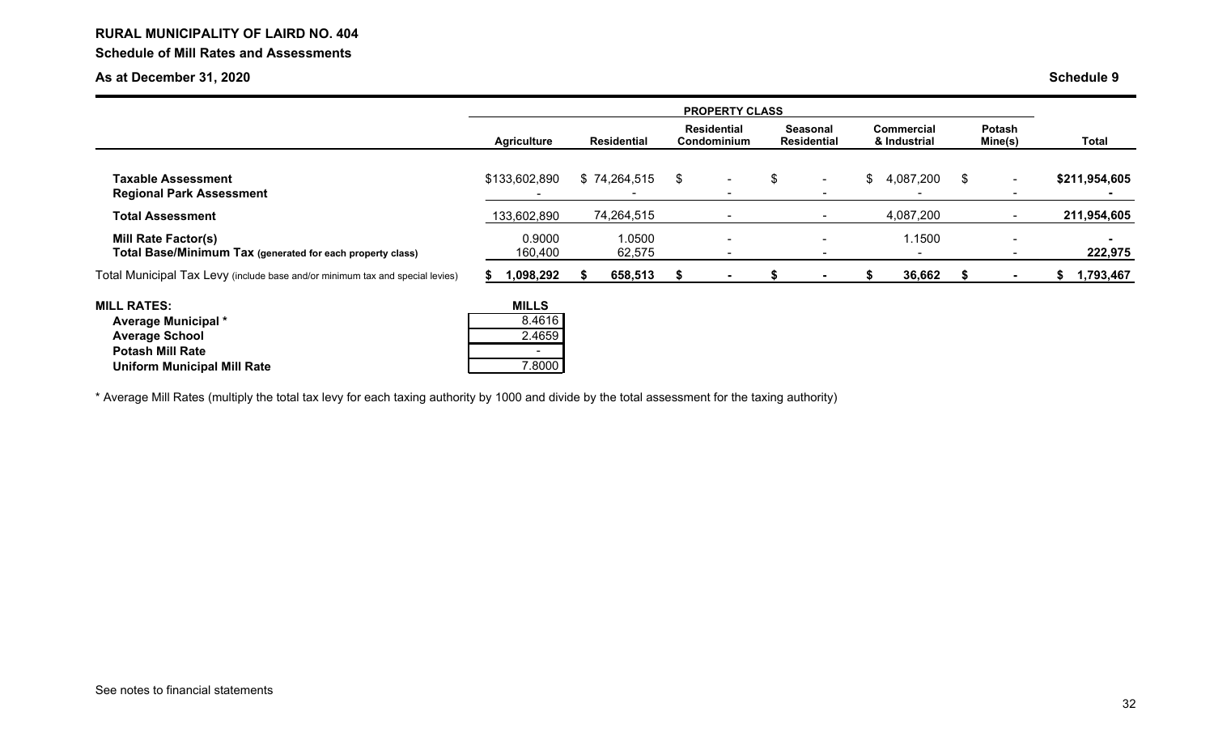**RURAL MUNICIPALITY OF LAIRD NO. 404**

**Schedule of Mill Rates and Assessments**

**As at December 31, 2020** **Schedule 9**

| | PROPERTY CLASS | | | | | | |
|---|---|---|---|---|---|---|---|
| | **Agriculture** | **Residential** | **Residential Condominium** | **Seasonal Residential** | **Commercial & Industrial** | **Potash Mine(s)** | **Total** |
| **Taxable Assessment** | $133,602,890 | $ 74,264,515 | $ - | $ - | $ 4,087,200 | $ - | $211,954,605 |
| **Regional Park Assessment** | - | - | - | - | - | - | - |
| **Total Assessment** | 133,602,890 | 74,264,515 | - | - | 4,087,200 | - | 211,954,605 |
| **Mill Rate Factor(s)** | 0.9000 | 1.0500 | - | - | 1.1500 | - | - |
| **Total Base/Minimum Tax** (generated for each property class) | 160,400 | 62,575 | - | - | - | - | 222,975 |
| Total Municipal Tax Levy (include base and/or minimum tax and special levies) | $ 1,098,292 | $ 658,513 | $ - | $ - | $ 36,662 | $ - | $ 1,793,467 |

| **MILL RATES:** | **MILLS** |
|---|---|
| **Average Municipal *** | 8.4616 |
| **Average School** | 2.4659 |
| **Potash Mill Rate** | - |
| **Uniform Municipal Mill Rate** | 7.8000 |

* Average Mill Rates (multiply the total tax levy for each taxing authority by 1000 and divide by the total assessment for the taxing authority)

See notes to financial statements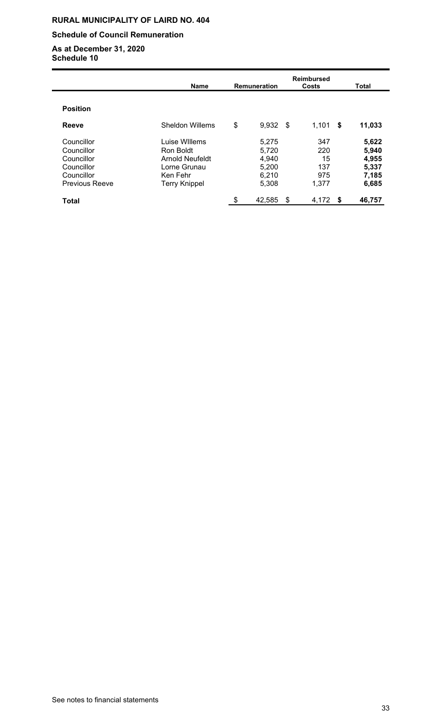**RURAL MUNICIPALITY OF LAIRD NO. 404**

**Schedule of Council Remuneration**

**As at December 31, 2020**
**Schedule 10**

| | Name | Remuneration | Reimbursed Costs | Total |
|---|---|---|---|---|
| **Position** | | | | |
| **Reeve** | Sheldon Willems | $ 9,932 | $ 1,101 | **$ 11,033** |
| Councillor | Luise WIllems | 5,275 | 347 | **5,622** |
| Councillor | Ron Boldt | 5,720 | 220 | **5,940** |
| Councillor | Arnold Neufeldt | 4,940 | 15 | **4,955** |
| Councillor | Lorne Grunau | 5,200 | 137 | **5,337** |
| Councillor | Ken Fehr | 6,210 | 975 | **7,185** |
| Previous Reeve | Terry Knippel | 5,308 | 1,377 | **6,685** |
| **Total** | | $ 42,585 | $ 4,172 | **$ 46,757** |

See notes to financial statements